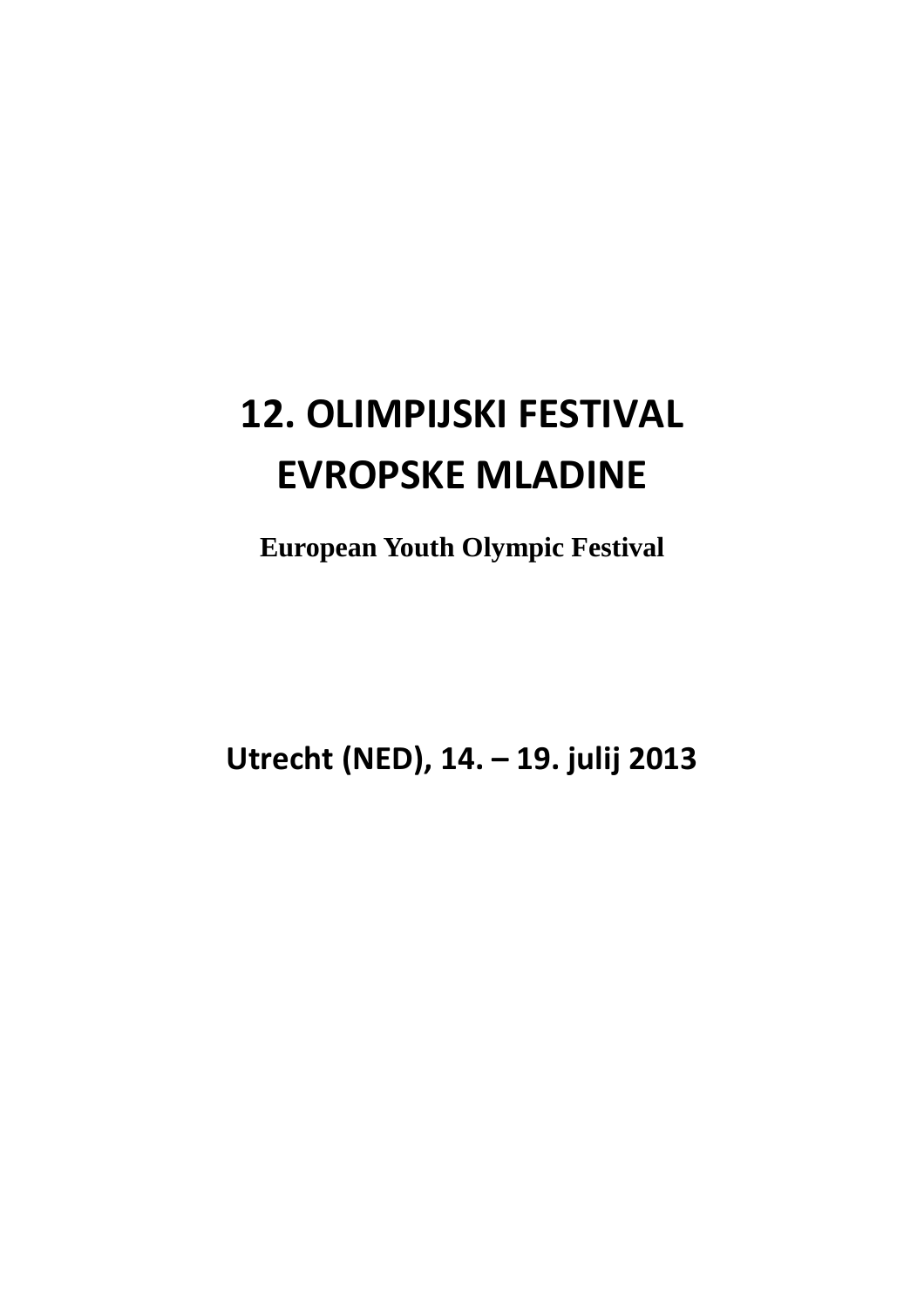# 12. OLIMPIJSKI FESTIVAL EVROPSKE MLADINE

**European Youth Olympic Festival**

**Utrecht (NED), 14. – 19. julij 2013**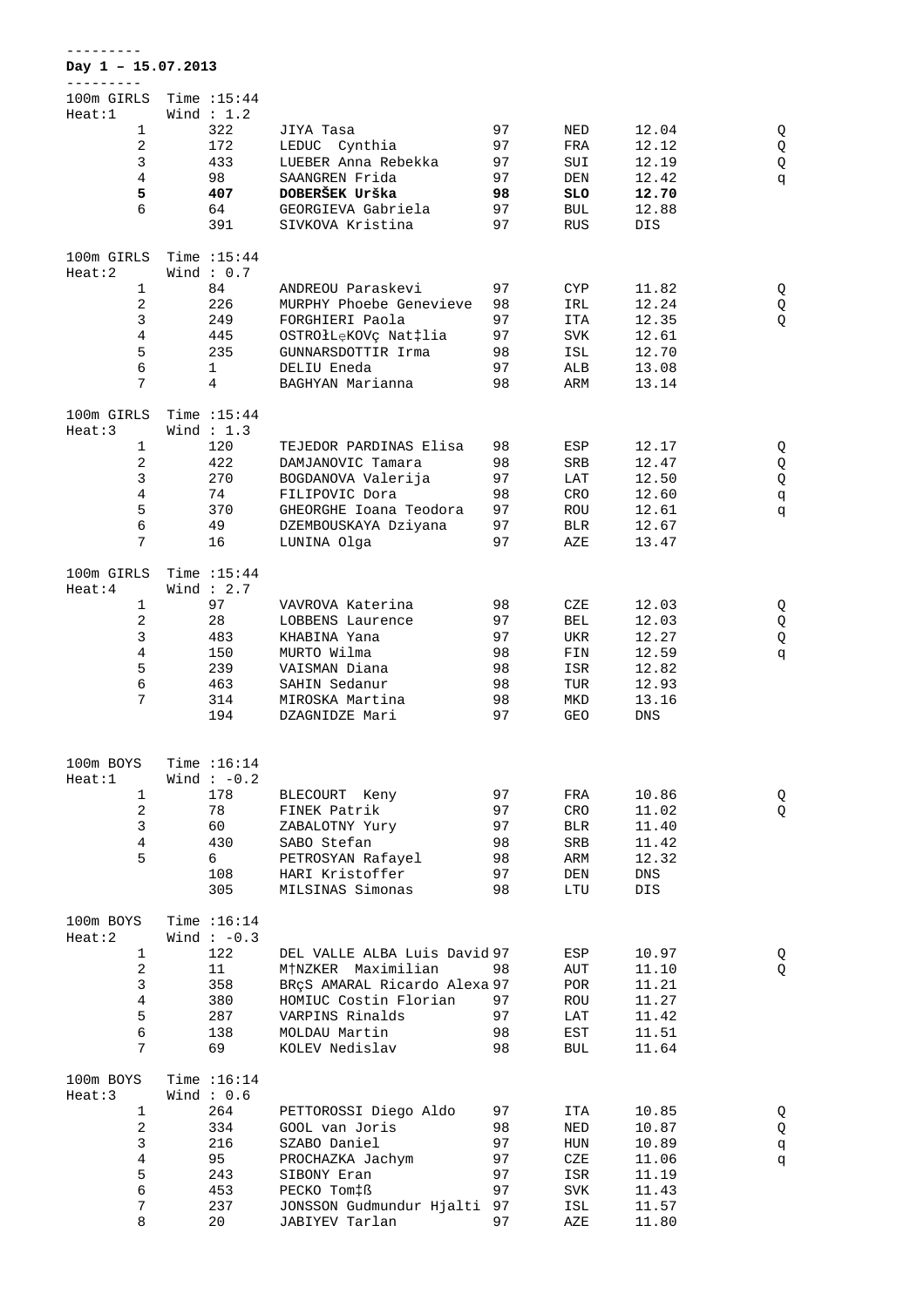---------

**Day 1 – 15.07.2013**

---------

100m GIRLS Time :15:44
Heat:1 Wind : 1.2

| Place | Bib | Name | YOB | Nat | Result | Q |
|---|---|---|---|---|---|---|
| 1 | 322 | JIYA Tasa | 97 | NED | 12.04 | Q |
| 2 | 172 | LEDUC Cynthia | 97 | FRA | 12.12 | Q |
| 3 | 433 | LUEBER Anna Rebekka | 97 | SUI | 12.19 | Q |
| 4 | 98 | SAANGREN Frida | 97 | DEN | 12.42 | q |
| **5** | **407** | **DOBERŠEK Urška** | **98** | **SLO** | **12.70** | |
| 6 | 64 | GEORGIEVA Gabriela | 97 | BUL | 12.88 | |
| | 391 | SIVKOVA Kristina | 97 | RUS | DIS | |

100m GIRLS Time :15:44
Heat:2 Wind : 0.7

| Place | Bib | Name | YOB | Nat | Result | Q |
|---|---|---|---|---|---|---|
| 1 | 84 | ANDREOU Paraskevi | 97 | CYP | 11.82 | Q |
| 2 | 226 | MURPHY Phoebe Genevieve | 98 | IRL | 12.24 | Q |
| 3 | 249 | FORGHIERI Paola | 97 | ITA | 12.35 | Q |
| 4 | 445 | OSTROłLęKOVç Nat‡lia | 97 | SVK | 12.61 | |
| 5 | 235 | GUNNARSDOTTIR Irma | 98 | ISL | 12.70 | |
| 6 | 1 | DELIU Eneda | 97 | ALB | 13.08 | |
| 7 | 4 | BAGHYAN Marianna | 98 | ARM | 13.14 | |

100m GIRLS Time :15:44
Heat:3 Wind : 1.3

| Place | Bib | Name | YOB | Nat | Result | Q |
|---|---|---|---|---|---|---|
| 1 | 120 | TEJEDOR PARDINAS Elisa | 98 | ESP | 12.17 | Q |
| 2 | 422 | DAMJANOVIC Tamara | 98 | SRB | 12.47 | Q |
| 3 | 270 | BOGDANOVA Valerija | 97 | LAT | 12.50 | Q |
| 4 | 74 | FILIPOVIC Dora | 98 | CRO | 12.60 | q |
| 5 | 370 | GHEORGHE Ioana Teodora | 97 | ROU | 12.61 | q |
| 6 | 49 | DZEMBOUSKAYA Dziyana | 97 | BLR | 12.67 | |
| 7 | 16 | LUNINA Olga | 97 | AZE | 13.47 | |

100m GIRLS Time :15:44
Heat:4 Wind : 2.7

| Place | Bib | Name | YOB | Nat | Result | Q |
|---|---|---|---|---|---|---|
| 1 | 97 | VAVROVA Katerina | 98 | CZE | 12.03 | Q |
| 2 | 28 | LOBBENS Laurence | 97 | BEL | 12.03 | Q |
| 3 | 483 | KHABINA Yana | 97 | UKR | 12.27 | Q |
| 4 | 150 | MURTO Wilma | 98 | FIN | 12.59 | q |
| 5 | 239 | VAISMAN Diana | 98 | ISR | 12.82 | |
| 6 | 463 | SAHIN Sedanur | 98 | TUR | 12.93 | |
| 7 | 314 | MIROSKA Martina | 98 | MKD | 13.16 | |
| | 194 | DZAGNIDZE Mari | 97 | GEO | DNS | |

100m BOYS Time :16:14
Heat:1 Wind : -0.2

| Place | Bib | Name | YOB | Nat | Result | Q |
|---|---|---|---|---|---|---|
| 1 | 178 | BLECOURT Keny | 97 | FRA | 10.86 | Q |
| 2 | 78 | FINEK Patrik | 97 | CRO | 11.02 | Q |
| 3 | 60 | ZABALOTNY Yury | 97 | BLR | 11.40 | |
| 4 | 430 | SABO Stefan | 98 | SRB | 11.42 | |
| 5 | 6 | PETROSYAN Rafayel | 98 | ARM | 12.32 | |
| | 108 | HARI Kristoffer | 97 | DEN | DNS | |
| | 305 | MILSINAS Simonas | 98 | LTU | DIS | |

100m BOYS Time :16:14
Heat:2 Wind : -0.3

| Place | Bib | Name | YOB | Nat | Result | Q |
|---|---|---|---|---|---|---|
| 1 | 122 | DEL VALLE ALBA Luis David | 97 | ESP | 10.97 | Q |
| 2 | 11 | M†NZKER Maximilian | 98 | AUT | 11.10 | Q |
| 3 | 358 | BRçS AMARAL Ricardo Alexa | 97 | POR | 11.21 | |
| 4 | 380 | HOMIUC Costin Florian | 97 | ROU | 11.27 | |
| 5 | 287 | VARPINS Rinalds | 97 | LAT | 11.42 | |
| 6 | 138 | MOLDAU Martin | 98 | EST | 11.51 | |
| 7 | 69 | KOLEV Nedislav | 98 | BUL | 11.64 | |

100m BOYS Time :16:14
Heat:3 Wind : 0.6

| Place | Bib | Name | YOB | Nat | Result | Q |
|---|---|---|---|---|---|---|
| 1 | 264 | PETTOROSSI Diego Aldo | 97 | ITA | 10.85 | Q |
| 2 | 334 | GOOL van Joris | 98 | NED | 10.87 | Q |
| 3 | 216 | SZABO Daniel | 97 | HUN | 10.89 | q |
| 4 | 95 | PROCHAZKA Jachym | 97 | CZE | 11.06 | q |
| 5 | 243 | SIBONY Eran | 97 | ISR | 11.19 | |
| 6 | 453 | PECKO Tom‡ß | 97 | SVK | 11.43 | |
| 7 | 237 | JONSSON Gudmundur Hjalti | 97 | ISL | 11.57 | |
| 8 | 20 | JABIYEV Tarlan | 97 | AZE | 11.80 | |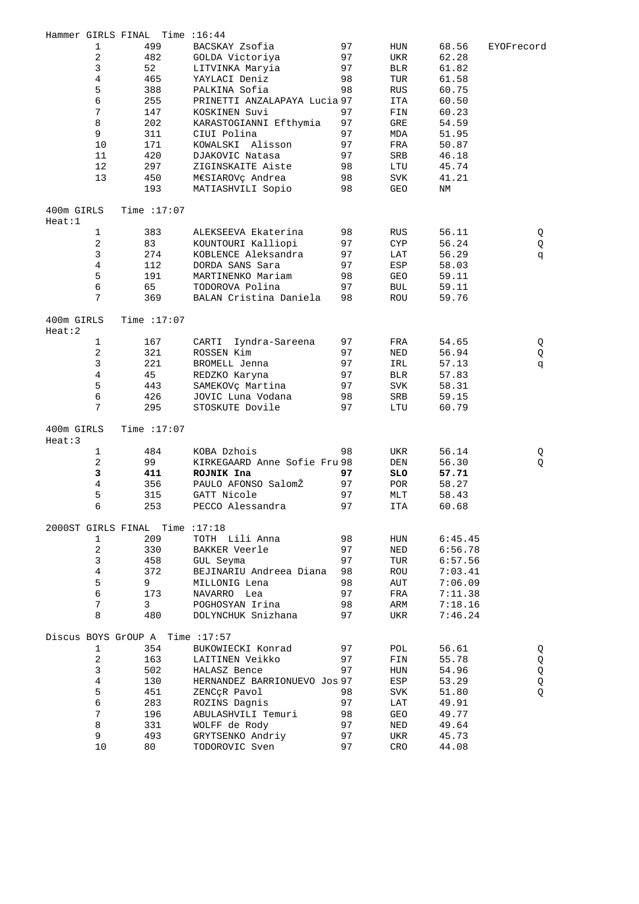## Hammer GIRLS FINAL Time :16:44

| | | | | | | |
|---|---|---|---|---|---|---|
| 1 | 499 | BACSKAY Zsofia | 97 | HUN | 68.56 | EYOFrecord |
| 2 | 482 | GOLDA Victoriya | 97 | UKR | 62.28 | |
| 3 | 52 | LITVINKA Maryia | 97 | BLR | 61.82 | |
| 4 | 465 | YAYLACI Deniz | 98 | TUR | 61.58 | |
| 5 | 388 | PALKINA Sofia | 98 | RUS | 60.75 | |
| 6 | 255 | PRINETTI ANZALAPAYA Lucia | 97 | ITA | 60.50 | |
| 7 | 147 | KOSKINEN Suvi | 97 | FIN | 60.23 | |
| 8 | 202 | KARASTOGIANNI Efthymia | 97 | GRE | 54.59 | |
| 9 | 311 | CIUI Polina | 97 | MDA | 51.95 | |
| 10 | 171 | KOWALSKI Alisson | 97 | FRA | 50.87 | |
| 11 | 420 | DJAKOVIC Natasa | 97 | SRB | 46.18 | |
| 12 | 297 | ZIGINSKAITE Aiste | 98 | LTU | 45.74 | |
| 13 | 450 | M€SIAROVç Andrea | 98 | SVK | 41.21 | |
| | 193 | MATIASHVILI Sopio | 98 | GEO | NM | |

## 400m GIRLS Time :17:07
Heat:1

| | | | | | | |
|---|---|---|---|---|---|---|
| 1 | 383 | ALEKSEEVA Ekaterina | 98 | RUS | 56.11 | Q |
| 2 | 83 | KOUNTOURI Kalliopi | 97 | CYP | 56.24 | Q |
| 3 | 274 | KOBLENCE Aleksandra | 97 | LAT | 56.29 | q |
| 4 | 112 | DORDA SANS Sara | 97 | ESP | 58.03 | |
| 5 | 191 | MARTINENKO Mariam | 98 | GEO | 59.11 | |
| 6 | 65 | TODOROVA Polina | 97 | BUL | 59.11 | |
| 7 | 369 | BALAN Cristina Daniela | 98 | ROU | 59.76 | |

## 400m GIRLS Time :17:07
Heat:2

| | | | | | | |
|---|---|---|---|---|---|---|
| 1 | 167 | CARTI Iyndra-Sareena | 97 | FRA | 54.65 | Q |
| 2 | 321 | ROSSEN Kim | 97 | NED | 56.94 | Q |
| 3 | 221 | BROMELL Jenna | 97 | IRL | 57.13 | q |
| 4 | 45 | REDZKO Karyna | 97 | BLR | 57.83 | |
| 5 | 443 | SAMEKOVç Martina | 97 | SVK | 58.31 | |
| 6 | 426 | JOVIC Luna Vodana | 98 | SRB | 59.15 | |
| 7 | 295 | STOSKUTE Dovile | 97 | LTU | 60.79 | |

## 400m GIRLS Time :17:07
Heat:3

| | | | | | | |
|---|---|---|---|---|---|---|
| 1 | 484 | KOBA Dzhois | 98 | UKR | 56.14 | Q |
| 2 | 99 | KIRKEGAARD Anne Sofie Fru | 98 | DEN | 56.30 | Q |
| **3** | **411** | **ROJNIK Ina** | **97** | **SLO** | **57.71** | |
| 4 | 356 | PAULO AFONSO SalomŽ | 97 | POR | 58.27 | |
| 5 | 315 | GATT Nicole | 97 | MLT | 58.43 | |
| 6 | 253 | PECCO Alessandra | 97 | ITA | 60.68 | |

## 2000ST GIRLS FINAL Time :17:18

| | | | | | |
|---|---|---|---|---|---|
| 1 | 209 | TOTH Lili Anna | 98 | HUN | 6:45.45 |
| 2 | 330 | BAKKER Veerle | 97 | NED | 6:56.78 |
| 3 | 458 | GUL Seyma | 97 | TUR | 6:57.56 |
| 4 | 372 | BEJINARIU Andreea Diana | 98 | ROU | 7:03.41 |
| 5 | 9 | MILLONIG Lena | 98 | AUT | 7:06.09 |
| 6 | 173 | NAVARRO Lea | 97 | FRA | 7:11.38 |
| 7 | 3 | POGHOSYAN Irina | 98 | ARM | 7:18.16 |
| 8 | 480 | DOLYNCHUK Snizhana | 97 | UKR | 7:46.24 |

## Discus BOYS GrOUP A Time :17:57

| | | | | | | |
|---|---|---|---|---|---|---|
| 1 | 354 | BUKOWIECKI Konrad | 97 | POL | 56.61 | Q |
| 2 | 163 | LAITINEN Veikko | 97 | FIN | 55.78 | Q |
| 3 | 502 | HALASZ Bence | 97 | HUN | 54.96 | Q |
| 4 | 130 | HERNANDEZ BARRIONUEVO Jos | 97 | ESP | 53.29 | Q |
| 5 | 451 | ZENCçR Pavol | 98 | SVK | 51.80 | Q |
| 6 | 283 | ROZINS Dagnis | 97 | LAT | 49.91 | |
| 7 | 196 | ABULASHVILI Temuri | 98 | GEO | 49.77 | |
| 8 | 331 | WOLFF de Rody | 97 | NED | 49.64 | |
| 9 | 493 | GRYTSENKO Andriy | 97 | UKR | 45.73 | |
| 10 | 80 | TODOROVIC Sven | 97 | CRO | 44.08 | |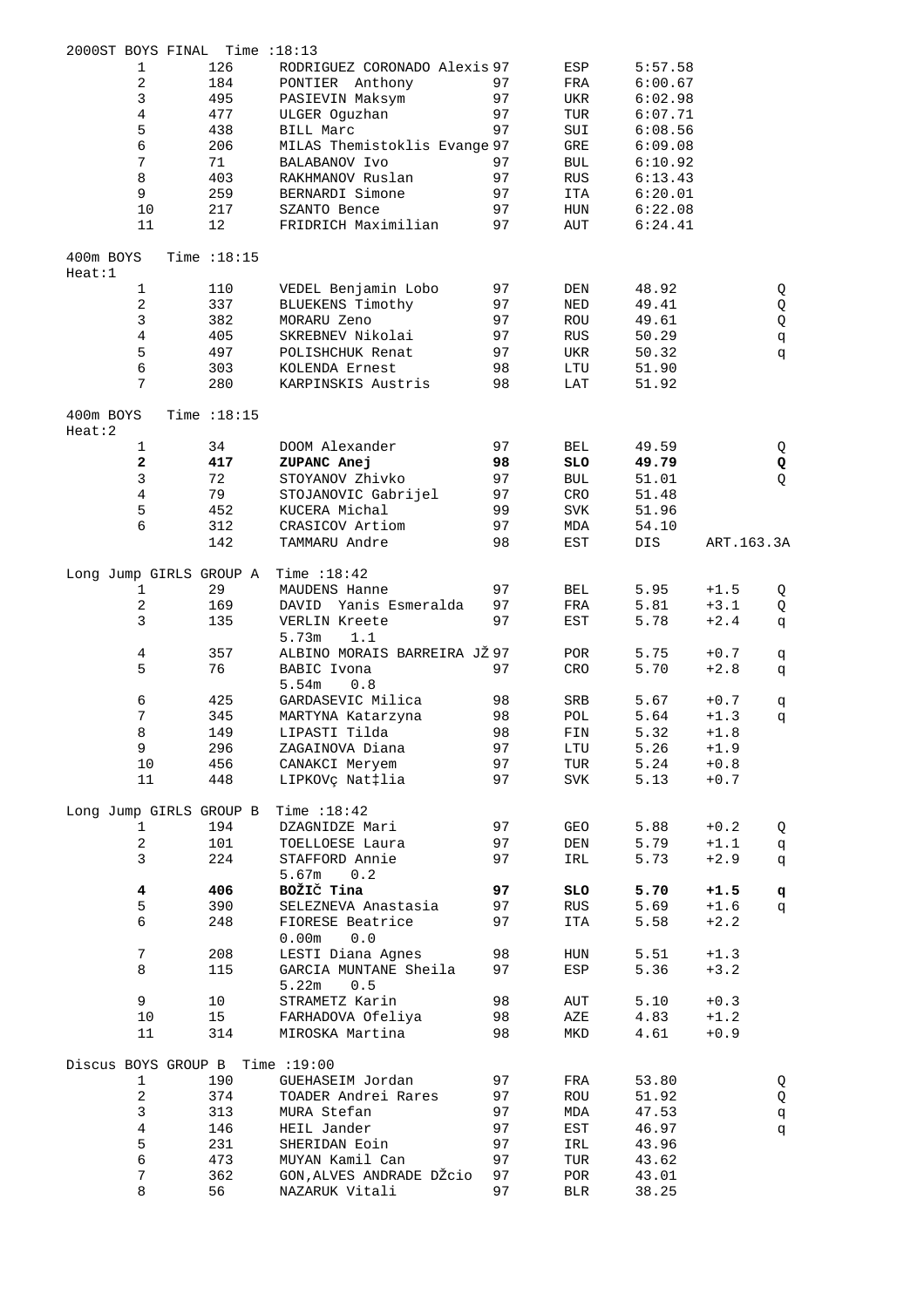2000ST BOYS FINAL  Time :18:13

| Pos | Bib | Name | YOB | Nat | Result |
|---|---|---|---|---|---|
| 1 | 126 | RODRIGUEZ CORONADO Alexis | 97 | ESP | 5:57.58 |
| 2 | 184 | PONTIER  Anthony | 97 | FRA | 6:00.67 |
| 3 | 495 | PASIEVIN Maksym | 97 | UKR | 6:02.98 |
| 4 | 477 | ULGER Oguzhan | 97 | TUR | 6:07.71 |
| 5 | 438 | BILL Marc | 97 | SUI | 6:08.56 |
| 6 | 206 | MILAS Themistoklis Evange | 97 | GRE | 6:09.08 |
| 7 | 71 | BALABANOV Ivo | 97 | BUL | 6:10.92 |
| 8 | 403 | RAKHMANOV Ruslan | 97 | RUS | 6:13.43 |
| 9 | 259 | BERNARDI Simone | 97 | ITA | 6:20.01 |
| 10 | 217 | SZANTO Bence | 97 | HUN | 6:22.08 |
| 11 | 12 | FRIDRICH Maximilian | 97 | AUT | 6:24.41 |

400m BOYS  Time :18:15
Heat:1

| Pos | Bib | Name | YOB | Nat | Result | Q |
|---|---|---|---|---|---|---|
| 1 | 110 | VEDEL Benjamin Lobo | 97 | DEN | 48.92 | Q |
| 2 | 337 | BLUEKENS Timothy | 97 | NED | 49.41 | Q |
| 3 | 382 | MORARU Zeno | 97 | ROU | 49.61 | Q |
| 4 | 405 | SKREBNEV Nikolai | 97 | RUS | 50.29 | q |
| 5 | 497 | POLISHCHUK Renat | 97 | UKR | 50.32 | q |
| 6 | 303 | KOLENDA Ernest | 98 | LTU | 51.90 | |
| 7 | 280 | KARPINSKIS Austris | 98 | LAT | 51.92 | |

400m BOYS  Time :18:15
Heat:2

| Pos | Bib | Name | YOB | Nat | Result | | Q |
|---|---|---|---|---|---|---|---|
| 1 | 34 | DOOM Alexander | 97 | BEL | 49.59 | | Q |
| **2** | **417** | **ZUPANC Anej** | **98** | **SLO** | **49.79** | | **Q** |
| 3 | 72 | STOYANOV Zhivko | 97 | BUL | 51.01 | | Q |
| 4 | 79 | STOJANOVIC Gabrijel | 97 | CRO | 51.48 | | |
| 5 | 452 | KUCERA Michal | 99 | SVK | 51.96 | | |
| 6 | 312 | CRASICOV Artiom | 97 | MDA | 54.10 | | |
| | 142 | TAMMARU Andre | 98 | EST | DIS | ART.163.3A | |

Long Jump GIRLS GROUP A  Time :18:42

| Pos | Bib | Name | YOB | Nat | Result | Wind | Q |
|---|---|---|---|---|---|---|---|
| 1 | 29 | MAUDENS Hanne | 97 | BEL | 5.95 | +1.5 | Q |
| 2 | 169 | DAVID  Yanis Esmeralda | 97 | FRA | 5.81 | +3.1 | Q |
| 3 | 135 | VERLIN Kreete<br>5.73m  1.1 | 97 | EST | 5.78 | +2.4 | q |
| 4 | 357 | ALBINO MORAIS BARREIRA JŽ | 97 | POR | 5.75 | +0.7 | q |
| 5 | 76 | BABIC Ivona<br>5.54m  0.8 | 97 | CRO | 5.70 | +2.8 | q |
| 6 | 425 | GARDASEVIC Milica | 98 | SRB | 5.67 | +0.7 | q |
| 7 | 345 | MARTYNA Katarzyna | 98 | POL | 5.64 | +1.3 | q |
| 8 | 149 | LIPASTI Tilda | 98 | FIN | 5.32 | +1.8 | |
| 9 | 296 | ZAGAINOVA Diana | 97 | LTU | 5.26 | +1.9 | |
| 10 | 456 | CANAKCI Meryem | 97 | TUR | 5.24 | +0.8 | |
| 11 | 448 | LIPKOVç Nat‡lia | 97 | SVK | 5.13 | +0.7 | |

Long Jump GIRLS GROUP B  Time :18:42

| Pos | Bib | Name | YOB | Nat | Result | Wind | Q |
|---|---|---|---|---|---|---|---|
| 1 | 194 | DZAGNIDZE Mari | 97 | GEO | 5.88 | +0.2 | Q |
| 2 | 101 | TOELLOESE Laura | 97 | DEN | 5.79 | +1.1 | q |
| 3 | 224 | STAFFORD Annie<br>5.67m  0.2 | 97 | IRL | 5.73 | +2.9 | q |
| **4** | **406** | **BOŽIč Tina** | **97** | **SLO** | **5.70** | **+1.5** | **q** |
| 5 | 390 | SELEZNEVA Anastasia | 97 | RUS | 5.69 | +1.6 | q |
| 6 | 248 | FIORESE Beatrice<br>0.00m  0.0 | 97 | ITA | 5.58 | +2.2 | |
| 7 | 208 | LESTI Diana Agnes | 98 | HUN | 5.51 | +1.3 | |
| 8 | 115 | GARCIA MUNTANE Sheila<br>5.22m  0.5 | 97 | ESP | 5.36 | +3.2 | |
| 9 | 10 | STRAMETZ Karin | 98 | AUT | 5.10 | +0.3 | |
| 10 | 15 | FARHADOVA Ofeliya | 98 | AZE | 4.83 | +1.2 | |
| 11 | 314 | MIROSKA Martina | 98 | MKD | 4.61 | +0.9 | |

Discus BOYS GROUP B  Time :19:00

| Pos | Bib | Name | YOB | Nat | Result | Q |
|---|---|---|---|---|---|---|
| 1 | 190 | GUEHASEIM Jordan | 97 | FRA | 53.80 | Q |
| 2 | 374 | TOADER Andrei Rares | 97 | ROU | 51.92 | Q |
| 3 | 313 | MURA Stefan | 97 | MDA | 47.53 | q |
| 4 | 146 | HEIL Jander | 97 | EST | 46.97 | q |
| 5 | 231 | SHERIDAN Eoin | 97 | IRL | 43.96 | |
| 6 | 473 | MUYAN Kamil Can | 97 | TUR | 43.62 | |
| 7 | 362 | GON,ALVES ANDRADE DŽcio | 97 | POR | 43.01 | |
| 8 | 56 | NAZARUK Vitali | 97 | BLR | 38.25 | |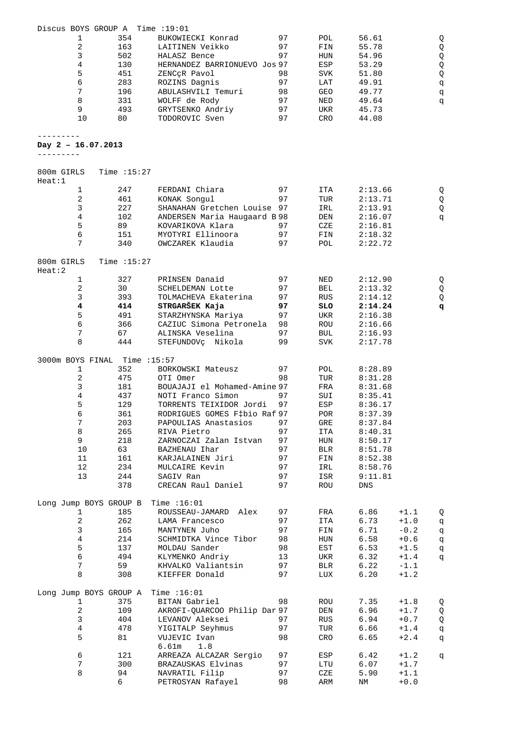Discus BOYS GROUP A Time :19:01

| Place | Bib | Name | YOB | Nat | Result | Q |
|---|---|---|---|---|---|---|
| 1 | 354 | BUKOWIECKI Konrad | 97 | POL | 56.61 | Q |
| 2 | 163 | LAITINEN Veikko | 97 | FIN | 55.78 | Q |
| 3 | 502 | HALASZ Bence | 97 | HUN | 54.96 | Q |
| 4 | 130 | HERNANDEZ BARRIONUEVO Jos | 97 | ESP | 53.29 | Q |
| 5 | 451 | ZENCçR Pavol | 98 | SVK | 51.80 | Q |
| 6 | 283 | ROZINS Dagnis | 97 | LAT | 49.91 | q |
| 7 | 196 | ABULASHVILI Temuri | 98 | GEO | 49.77 | q |
| 8 | 331 | WOLFF de Rody | 97 | NED | 49.64 | q |
| 9 | 493 | GRYTSENKO Andriy | 97 | UKR | 45.73 | |
| 10 | 80 | TODOROVIC Sven | 97 | CRO | 44.08 | |

---------

**Day 2 – 16.07.2013**

---------

800m GIRLS Time :15:27
Heat:1

| Place | Bib | Name | YOB | Nat | Result | Q |
|---|---|---|---|---|---|---|
| 1 | 247 | FERDANI Chiara | 97 | ITA | 2:13.66 | Q |
| 2 | 461 | KONAK Songul | 97 | TUR | 2:13.71 | Q |
| 3 | 227 | SHANAHAN Gretchen Louise | 97 | IRL | 2:13.91 | Q |
| 4 | 102 | ANDERSEN Maria Haugaard B | 98 | DEN | 2:16.07 | q |
| 5 | 89 | KOVARIKOVA Klara | 97 | CZE | 2:16.81 | |
| 6 | 151 | MYOTYRI Ellinoora | 97 | FIN | 2:18.32 | |
| 7 | 340 | OWCZAREK Klaudia | 97 | POL | 2:22.72 | |

800m GIRLS Time :15:27
Heat:2

| Place | Bib | Name | YOB | Nat | Result | Q |
|---|---|---|---|---|---|---|
| 1 | 327 | PRINSEN Danaid | 97 | NED | 2:12.90 | Q |
| 2 | 30 | SCHELDEMAN Lotte | 97 | BEL | 2:13.32 | Q |
| 3 | 393 | TOLMACHEVA Ekaterina | 97 | RUS | 2:14.12 | Q |
| **4** | **414** | **STRGARŠEK Kaja** | **97** | **SLO** | **2:14.24** | **q** |
| 5 | 491 | STARZHYNSKA Mariya | 97 | UKR | 2:16.38 | |
| 6 | 366 | CAZIUC Simona Petronela | 98 | ROU | 2:16.66 | |
| 7 | 67 | ALINSKA Veselina | 97 | BUL | 2:16.93 | |
| 8 | 444 | STEFUNDOVç Nikola | 99 | SVK | 2:17.78 | |

3000m BOYS FINAL Time :15:57

| Place | Bib | Name | YOB | Nat | Result |
|---|---|---|---|---|---|
| 1 | 352 | BORKOWSKI Mateusz | 97 | POL | 8:28.89 |
| 2 | 475 | OTI Omer | 98 | TUR | 8:31.28 |
| 3 | 181 | BOUAJAJI el Mohamed-Amine | 97 | FRA | 8:31.68 |
| 4 | 437 | NOTI Franco Simon | 97 | SUI | 8:35.41 |
| 5 | 129 | TORRENTS TEIXIDOR Jordi | 97 | ESP | 8:36.17 |
| 6 | 361 | RODRIGUES GOMES F‡bio Raf | 97 | POR | 8:37.39 |
| 7 | 203 | PAPOULIAS Anastasios | 97 | GRE | 8:37.84 |
| 8 | 265 | RIVA Pietro | 97 | ITA | 8:40.31 |
| 9 | 218 | ZARNOCZAI Zalan Istvan | 97 | HUN | 8:50.17 |
| 10 | 63 | BAZHENAU Ihar | 97 | BLR | 8:51.78 |
| 11 | 161 | KARJALAINEN Jiri | 97 | FIN | 8:52.38 |
| 12 | 234 | MULCAIRE Kevin | 97 | IRL | 8:58.76 |
| 13 | 244 | SAGIV Ran | 97 | ISR | 9:11.81 |
| | 378 | CRECAN Raul Daniel | 97 | ROU | DNS |

Long Jump BOYS GROUP B Time :16:01

| Place | Bib | Name | YOB | Nat | Result | Wind | Q |
|---|---|---|---|---|---|---|---|
| 1 | 185 | ROUSSEAU-JAMARD Alex | 97 | FRA | 6.86 | +1.1 | Q |
| 2 | 262 | LAMA Francesco | 97 | ITA | 6.73 | +1.0 | q |
| 3 | 165 | MANTYNEN Juho | 97 | FIN | 6.71 | -0.2 | q |
| 4 | 214 | SCHMIDTKA Vince Tibor | 98 | HUN | 6.58 | +0.6 | q |
| 5 | 137 | MOLDAU Sander | 98 | EST | 6.53 | +1.5 | q |
| 6 | 494 | KLYMENKO Andriy | 13 | UKR | 6.32 | +1.4 | q |
| 7 | 59 | KHVALKO Valiantsin | 97 | BLR | 6.22 | -1.1 | |
| 8 | 308 | KIEFFER Donald | 97 | LUX | 6.20 | +1.2 | |

Long Jump BOYS GROUP A Time :16:01

| Place | Bib | Name | YOB | Nat | Result | Wind | Q |
|---|---|---|---|---|---|---|---|
| 1 | 375 | BITAN Gabriel | 98 | ROU | 7.35 | +1.8 | Q |
| 2 | 109 | AKROFI-QUARCOO Philip Dar | 97 | DEN | 6.96 | +1.7 | Q |
| 3 | 404 | LEVANOV Aleksei | 97 | RUS | 6.94 | +0.7 | Q |
| 4 | 478 | YIGITALP Seyhmus | 97 | TUR | 6.66 | +1.4 | q |
| 5 | 81 | VUJEVIC Ivan<br>6.61m 1.8 | 98 | CRO | 6.65 | +2.4 | q |
| 6 | 121 | ARREAZA ALCAZAR Sergio | 97 | ESP | 6.42 | +1.2 | q |
| 7 | 300 | BRAZAUSKAS Elvinas | 97 | LTU | 6.07 | +1.7 | |
| 8 | 94 | NAVRATIL Filip | 97 | CZE | 5.90 | +1.1 | |
| | 6 | PETROSYAN Rafayel | 98 | ARM | NM | +0.0 | |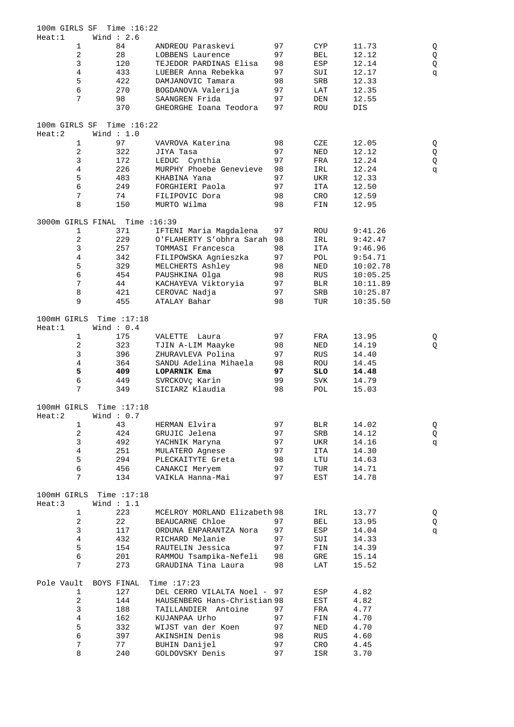100m GIRLS SF Time :16:22
Heat:1 Wind : 2.6

| Pos | Bib | Name | YOB | Nat | Result | |
|---|---|---|---|---|---|---|
| 1 | 84 | ANDREOU Paraskevi | 97 | CYP | 11.73 | Q |
| 2 | 28 | LOBBENS Laurence | 97 | BEL | 12.12 | Q |
| 3 | 120 | TEJEDOR PARDINAS Elisa | 98 | ESP | 12.14 | Q |
| 4 | 433 | LUEBER Anna Rebekka | 97 | SUI | 12.17 | q |
| 5 | 422 | DAMJANOVIC Tamara | 98 | SRB | 12.33 | |
| 6 | 270 | BOGDANOVA Valerija | 97 | LAT | 12.35 | |
| 7 | 98 | SAANGREN Frida | 97 | DEN | 12.55 | |
| | 370 | GHEORGHE Ioana Teodora | 97 | ROU | DIS | |

100m GIRLS SF Time :16:22
Heat:2 Wind : 1.0

| Pos | Bib | Name | YOB | Nat | Result | |
|---|---|---|---|---|---|---|
| 1 | 97 | VAVROVA Katerina | 98 | CZE | 12.05 | Q |
| 2 | 322 | JIYA Tasa | 97 | NED | 12.12 | Q |
| 3 | 172 | LEDUC Cynthia | 97 | FRA | 12.24 | Q |
| 4 | 226 | MURPHY Phoebe Genevieve | 98 | IRL | 12.24 | q |
| 5 | 483 | KHABINA Yana | 97 | UKR | 12.33 | |
| 6 | 249 | FORGHIERI Paola | 97 | ITA | 12.50 | |
| 7 | 74 | FILIPOVIC Dora | 98 | CRO | 12.59 | |
| 8 | 150 | MURTO Wilma | 98 | FIN | 12.95 | |

3000m GIRLS FINAL Time :16:39

| Pos | Bib | Name | YOB | Nat | Result |
|---|---|---|---|---|---|
| 1 | 371 | IFTENI Maria Magdalena | 97 | ROU | 9:41.26 |
| 2 | 229 | O'FLAHERTY S'obhra Sarah | 98 | IRL | 9:42.47 |
| 3 | 257 | TOMMASI Francesca | 98 | ITA | 9:46.96 |
| 4 | 342 | FILIPOWSKA Agnieszka | 97 | POL | 9:54.71 |
| 5 | 329 | MELCHERTS Ashley | 98 | NED | 10:02.78 |
| 6 | 454 | PAUSHKINA Olga | 98 | RUS | 10:05.25 |
| 7 | 44 | KACHAYEVA Viktoryia | 97 | BLR | 10:11.89 |
| 8 | 421 | CEROVAC Nadja | 97 | SRB | 10:25.87 |
| 9 | 455 | ATALAY Bahar | 98 | TUR | 10:35.50 |

100mH GIRLS Time :17:18
Heat:1 Wind : 0.4

| Pos | Bib | Name | YOB | Nat | Result | |
|---|---|---|---|---|---|---|
| 1 | 175 | VALETTE Laura | 97 | FRA | 13.95 | Q |
| 2 | 323 | TJIN A-LIM Maayke | 98 | NED | 14.19 | Q |
| 3 | 396 | ZHURAVLEVA Polina | 97 | RUS | 14.40 | |
| 4 | 364 | SANDU Adelina Mihaela | 98 | ROU | 14.45 | |
| **5** | **409** | **LOPARNIK Ema** | **97** | **SLO** | **14.48** | |
| 6 | 449 | SVRCKOVç Karin | 99 | SVK | 14.79 | |
| 7 | 349 | SICIARZ Klaudia | 98 | POL | 15.03 | |

100mH GIRLS Time :17:18
Heat:2 Wind : 0.7

| Pos | Bib | Name | YOB | Nat | Result | |
|---|---|---|---|---|---|---|
| 1 | 43 | HERMAN Elvira | 97 | BLR | 14.02 | Q |
| 2 | 424 | GRUJIC Jelena | 97 | SRB | 14.12 | Q |
| 3 | 492 | YACHNIK Maryna | 97 | UKR | 14.16 | q |
| 4 | 251 | MULATERO Agnese | 97 | ITA | 14.30 | |
| 5 | 294 | PLECKAITYTE Greta | 98 | LTU | 14.63 | |
| 6 | 456 | CANAKCI Meryem | 97 | TUR | 14.71 | |
| 7 | 134 | VAIKLA Hanna-Mai | 97 | EST | 14.78 | |

100mH GIRLS Time :17:18
Heat:3 Wind : 1.1

| Pos | Bib | Name | YOB | Nat | Result | |
|---|---|---|---|---|---|---|
| 1 | 223 | MCELROY MORLAND Elizabeth | 98 | IRL | 13.77 | Q |
| 2 | 22 | BEAUCARNE Chloe | 97 | BEL | 13.95 | Q |
| 3 | 117 | ORDUNA ENPARANTZA Nora | 97 | ESP | 14.04 | q |
| 4 | 432 | RICHARD Melanie | 97 | SUI | 14.33 | |
| 5 | 154 | RAUTELIN Jessica | 97 | FIN | 14.39 | |
| 6 | 201 | RAMMOU Tsampika-Nefeli | 98 | GRE | 15.14 | |
| 7 | 273 | GRAUDINA Tina Laura | 98 | LAT | 15.52 | |

Pole Vault BOYS FINAL Time :17:23

| Pos | Bib | Name | YOB | Nat | Result |
|---|---|---|---|---|---|
| 1 | 127 | DEL CERRO VILALTA Noel - | 97 | ESP | 4.82 |
| 2 | 144 | HAUSENBERG Hans-Christian | 98 | EST | 4.82 |
| 3 | 188 | TAILLANDIER Antoine | 97 | FRA | 4.77 |
| 4 | 162 | KUJANPAA Urho | 97 | FIN | 4.70 |
| 5 | 332 | WIJST van der Koen | 97 | NED | 4.70 |
| 6 | 397 | AKINSHIN Denis | 98 | RUS | 4.60 |
| 7 | 77 | BUHIN Danijel | 97 | CRO | 4.45 |
| 8 | 240 | GOLDOVSKY Denis | 97 | ISR | 3.70 |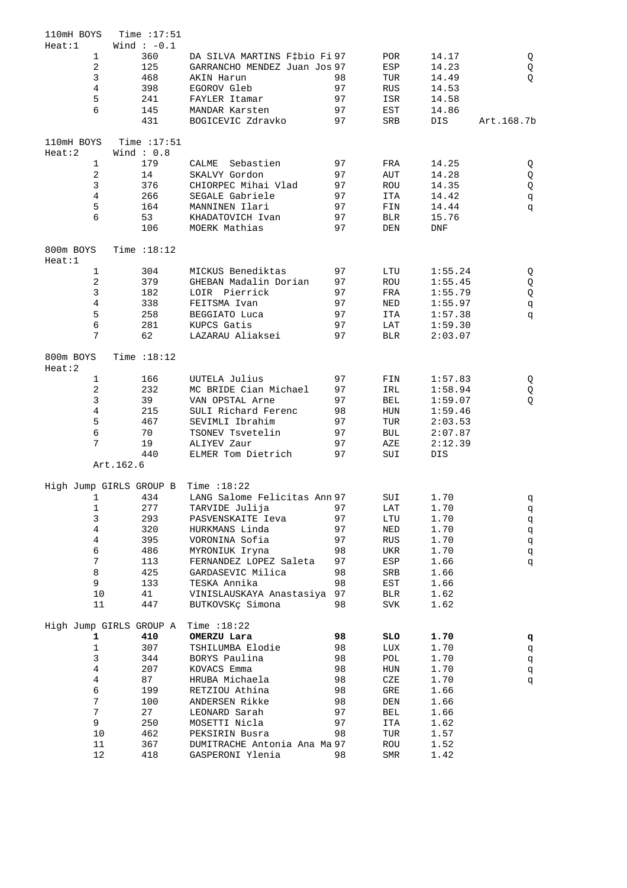## 110mH BOYS — Time :17:51

Heat:1 — Wind : -0.1

| Pos | Bib | Name | YOB | Nat | Result | |
|---|---|---|---|---|---|---|
| 1 | 360 | DA SILVA MARTINS F‡bio Fi | 97 | POR | 14.17 | Q |
| 2 | 125 | GARRANCHO MENDEZ Juan Jos | 97 | ESP | 14.23 | Q |
| 3 | 468 | AKIN Harun | 98 | TUR | 14.49 | Q |
| 4 | 398 | EGOROV Gleb | 97 | RUS | 14.53 | |
| 5 | 241 | FAYLER Itamar | 97 | ISR | 14.58 | |
| 6 | 145 | MANDAR Karsten | 97 | EST | 14.86 | |
| | 431 | BOGICEVIC Zdravko | 97 | SRB | DIS | Art.168.7b |

## 110mH BOYS — Time :17:51

Heat:2 — Wind : 0.8

| Pos | Bib | Name | YOB | Nat | Result | |
|---|---|---|---|---|---|---|
| 1 | 179 | CALME Sebastien | 97 | FRA | 14.25 | Q |
| 2 | 14 | SKALVY Gordon | 97 | AUT | 14.28 | Q |
| 3 | 376 | CHIORPEC Mihai Vlad | 97 | ROU | 14.35 | Q |
| 4 | 266 | SEGALE Gabriele | 97 | ITA | 14.42 | q |
| 5 | 164 | MANNINEN Ilari | 97 | FIN | 14.44 | q |
| 6 | 53 | KHADATOVICH Ivan | 97 | BLR | 15.76 | |
| | 106 | MOERK Mathias | 97 | DEN | DNF | |

## 800m BOYS — Time :18:12

Heat:1

| Pos | Bib | Name | YOB | Nat | Result | |
|---|---|---|---|---|---|---|
| 1 | 304 | MICKUS Benediktas | 97 | LTU | 1:55.24 | Q |
| 2 | 379 | GHEBAN Madalin Dorian | 97 | ROU | 1:55.45 | Q |
| 3 | 182 | LOIR Pierrick | 97 | FRA | 1:55.79 | Q |
| 4 | 338 | FEITSMA Ivan | 97 | NED | 1:55.97 | q |
| 5 | 258 | BEGGIATO Luca | 97 | ITA | 1:57.38 | q |
| 6 | 281 | KUPCS Gatis | 97 | LAT | 1:59.30 | |
| 7 | 62 | LAZARAU Aliaksei | 97 | BLR | 2:03.07 | |

## 800m BOYS — Time :18:12

Heat:2

| Pos | Bib | Name | YOB | Nat | Result | |
|---|---|---|---|---|---|---|
| 1 | 166 | UUTELA Julius | 97 | FIN | 1:57.83 | Q |
| 2 | 232 | MC BRIDE Cian Michael | 97 | IRL | 1:58.94 | Q |
| 3 | 39 | VAN OPSTAL Arne | 97 | BEL | 1:59.07 | Q |
| 4 | 215 | SULI Richard Ferenc | 98 | HUN | 1:59.46 | |
| 5 | 467 | SEVIMLI Ibrahim | 97 | TUR | 2:03.53 | |
| 6 | 70 | TSONEV Tsvetelin | 97 | BUL | 2:07.87 | |
| 7 | 19 | ALIYEV Zaur | 97 | AZE | 2:12.39 | |
| | 440 | ELMER Tom Dietrich | 97 | SUI | DIS | |

Art.162.6

## High Jump GIRLS GROUP B — Time :18:22

| Pos | Bib | Name | YOB | Nat | Result | |
|---|---|---|---|---|---|---|
| 1 | 434 | LANG Salome Felicitas Ann | 97 | SUI | 1.70 | q |
| 1 | 277 | TARVIDE Julija | 97 | LAT | 1.70 | q |
| 3 | 293 | PASVENSKAITE Ieva | 97 | LTU | 1.70 | q |
| 4 | 320 | HURKMANS Linda | 97 | NED | 1.70 | q |
| 4 | 395 | VORONINA Sofia | 97 | RUS | 1.70 | q |
| 6 | 486 | MYRONIUK Iryna | 98 | UKR | 1.70 | q |
| 7 | 113 | FERNANDEZ LOPEZ Saleta | 97 | ESP | 1.66 | q |
| 8 | 425 | GARDASEVIC Milica | 98 | SRB | 1.66 | |
| 9 | 133 | TESKA Annika | 98 | EST | 1.66 | |
| 10 | 41 | VINISLAUSKAYA Anastasiya | 97 | BLR | 1.62 | |
| 11 | 447 | BUTKOVSKç Simona | 98 | SVK | 1.62 | |

## High Jump GIRLS GROUP A — Time :18:22

| Pos | Bib | Name | YOB | Nat | Result | |
|---|---|---|---|---|---|---|
| **1** | **410** | **OMERZU Lara** | **98** | **SLO** | **1.70** | **q** |
| 1 | 307 | TSHILUMBA Elodie | 98 | LUX | 1.70 | q |
| 3 | 344 | BORYS Paulina | 98 | POL | 1.70 | q |
| 4 | 207 | KOVACS Emma | 98 | HUN | 1.70 | q |
| 4 | 87 | HRUBA Michaela | 98 | CZE | 1.70 | q |
| 6 | 199 | RETZIOU Athina | 98 | GRE | 1.66 | |
| 7 | 100 | ANDERSEN Rikke | 98 | DEN | 1.66 | |
| 7 | 27 | LEONARD Sarah | 97 | BEL | 1.66 | |
| 9 | 250 | MOSETTI Nicla | 97 | ITA | 1.62 | |
| 10 | 462 | PEKSIRIN Busra | 98 | TUR | 1.57 | |
| 11 | 367 | DUMITRACHE Antonia Ana Ma | 97 | ROU | 1.52 | |
| 12 | 418 | GASPERONI Ylenia | 98 | SMR | 1.42 | |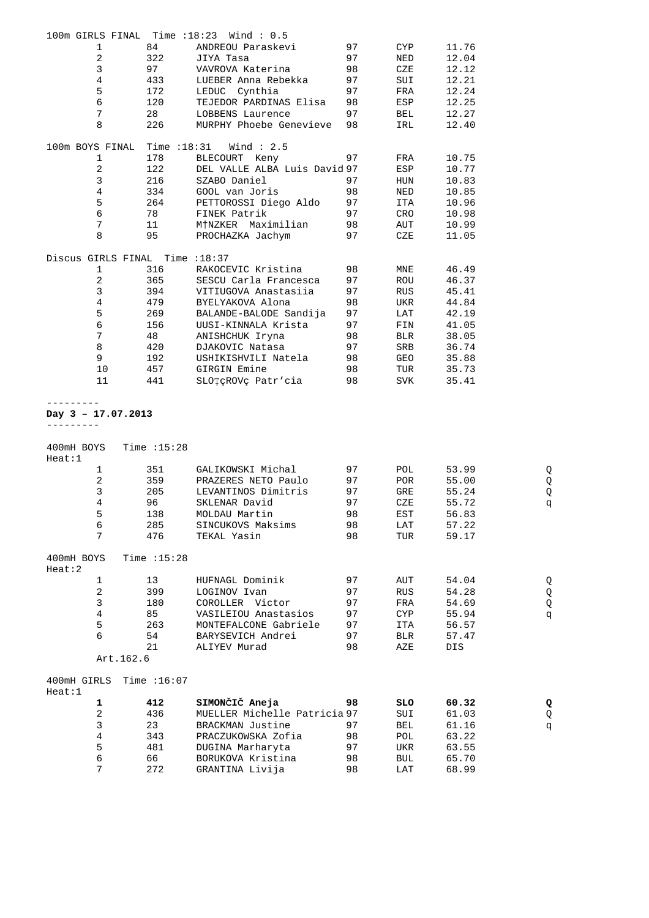100m GIRLS FINAL  Time :18:23  Wind : 0.5

| | | | | | |
|---|---|---|---|---|---|
| 1 | 84 | ANDREOU Paraskevi | 97 | CYP | 11.76 |
| 2 | 322 | JIYA Tasa | 97 | NED | 12.04 |
| 3 | 97 | VAVROVA Katerina | 98 | CZE | 12.12 |
| 4 | 433 | LUEBER Anna Rebekka | 97 | SUI | 12.21 |
| 5 | 172 | LEDUC  Cynthia | 97 | FRA | 12.24 |
| 6 | 120 | TEJEDOR PARDINAS Elisa | 98 | ESP | 12.25 |
| 7 | 28 | LOBBENS Laurence | 97 | BEL | 12.27 |
| 8 | 226 | MURPHY Phoebe Genevieve | 98 | IRL | 12.40 |

100m BOYS FINAL  Time :18:31  Wind : 2.5

| | | | | | |
|---|---|---|---|---|---|
| 1 | 178 | BLECOURT  Keny | 97 | FRA | 10.75 |
| 2 | 122 | DEL VALLE ALBA Luis David | 97 | ESP | 10.77 |
| 3 | 216 | SZABO Daniel | 97 | HUN | 10.83 |
| 4 | 334 | GOOL van Joris | 98 | NED | 10.85 |
| 5 | 264 | PETTOROSSI Diego Aldo | 97 | ITA | 10.96 |
| 6 | 78 | FINEK Patrik | 97 | CRO | 10.98 |
| 7 | 11 | M†NZKER  Maximilian | 98 | AUT | 10.99 |
| 8 | 95 | PROCHAZKA Jachym | 97 | CZE | 11.05 |

Discus GIRLS FINAL  Time :18:37

| | | | | | |
|---|---|---|---|---|---|
| 1 | 316 | RAKOCEVIC Kristina | 98 | MNE | 46.49 |
| 2 | 365 | SESCU Carla Francesca | 97 | ROU | 46.37 |
| 3 | 394 | VITIUGOVA Anastasiia | 97 | RUS | 45.41 |
| 4 | 479 | BYELYAKOVA Alona | 98 | UKR | 44.84 |
| 5 | 269 | BALANDE-BALODE Sandija | 97 | LAT | 42.19 |
| 6 | 156 | UUSI-KINNALA Krista | 97 | FIN | 41.05 |
| 7 | 48 | ANISHCHUK Iryna | 98 | BLR | 38.05 |
| 8 | 420 | DJAKOVIC Natasa | 97 | SRB | 36.74 |
| 9 | 192 | USHIKISHVILI Natela | 98 | GEO | 35.88 |
| 10 | 457 | GIRGIN Emine | 98 | TUR | 35.73 |
| 11 | 441 | SLOŢÇROVÇ Patr'cia | 98 | SVK | 35.41 |

---------

**Day 3 – 17.07.2013**

---------

400mH BOYS  Time :15:28
Heat:1

| | | | | | | |
|---|---|---|---|---|---|---|
| 1 | 351 | GALIKOWSKI Michal | 97 | POL | 53.99 | Q |
| 2 | 359 | PRAZERES NETO Paulo | 97 | POR | 55.00 | Q |
| 3 | 205 | LEVANTINOS Dimitris | 97 | GRE | 55.24 | Q |
| 4 | 96 | SKLENAR David | 97 | CZE | 55.72 | q |
| 5 | 138 | MOLDAU Martin | 98 | EST | 56.83 | |
| 6 | 285 | SINCUKOVS Maksims | 98 | LAT | 57.22 | |
| 7 | 476 | TEKAL Yasin | 98 | TUR | 59.17 | |

400mH BOYS  Time :15:28
Heat:2

| | | | | | | |
|---|---|---|---|---|---|---|
| 1 | 13 | HUFNAGL Dominik | 97 | AUT | 54.04 | Q |
| 2 | 399 | LOGINOV Ivan | 97 | RUS | 54.28 | Q |
| 3 | 180 | COROLLER  Victor | 97 | FRA | 54.69 | Q |
| 4 | 85 | VASILEIOU Anastasios | 97 | CYP | 55.94 | q |
| 5 | 263 | MONTEFALCONE Gabriele | 97 | ITA | 56.57 | |
| 6 | 54 | BARYSEVICH Andrei | 97 | BLR | 57.47 | |
| | 21 | ALIYEV Murad | 98 | AZE | DIS | |

Art.162.6

400mH GIRLS  Time :16:07
Heat:1

| | | | | | | |
|---|---|---|---|---|---|---|
| **1** | **412** | **SIMONČIČ Aneja** | **98** | **SLO** | **60.32** | **Q** |
| 2 | 436 | MUELLER Michelle Patricia | 97 | SUI | 61.03 | Q |
| 3 | 23 | BRACKMAN Justine | 97 | BEL | 61.16 | q |
| 4 | 343 | PRACZUKOWSKA Zofia | 98 | POL | 63.22 | |
| 5 | 481 | DUGINA Marharyta | 97 | UKR | 63.55 | |
| 6 | 66 | BORUKOVA Kristina | 98 | BUL | 65.70 | |
| 7 | 272 | GRANTINA Livija | 98 | LAT | 68.99 | |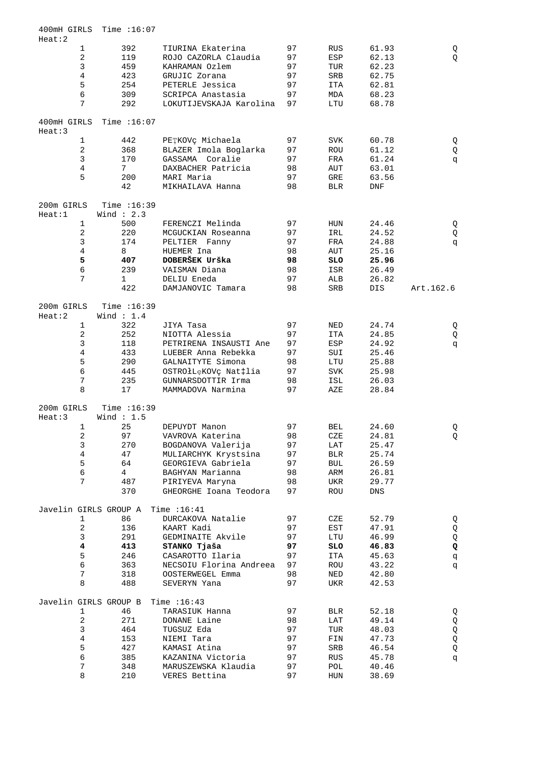400mH GIRLS Time :16:07
Heat:2

| | | | | | | |
|---|---|---|---|---|---|---|
| 1 | 392 | TIURINA Ekaterina | 97 | RUS | 61.93 | Q |
| 2 | 119 | ROJO CAZORLA Claudia | 97 | ESP | 62.13 | Q |
| 3 | 459 | KAHRAMAN Ozlem | 97 | TUR | 62.23 | |
| 4 | 423 | GRUJIC Zorana | 97 | SRB | 62.75 | |
| 5 | 254 | PETERLE Jessica | 97 | ITA | 62.81 | |
| 6 | 309 | SCRIPCA Anastasia | 97 | MDA | 68.23 | |
| 7 | 292 | LOKUTIJEVSKAJA Karolina | 97 | LTU | 68.78 | |

400mH GIRLS Time :16:07
Heat:3

| | | | | | | |
|---|---|---|---|---|---|---|
| 1 | 442 | PEŢKOVç Michaela | 97 | SVK | 60.78 | Q |
| 2 | 368 | BLAZER Imola Boglarka | 97 | ROU | 61.12 | Q |
| 3 | 170 | GASSAMA Coralie | 97 | FRA | 61.24 | q |
| 4 | 7 | DAXBACHER Patricia | 98 | AUT | 63.01 | |
| 5 | 200 | MARI Maria | 97 | GRE | 63.56 | |
| | 42 | MIKHAILAVA Hanna | 98 | BLR | DNF | |

200m GIRLS Time :16:39
Heat:1 Wind : 2.3

| | | | | | | |
|---|---|---|---|---|---|---|
| 1 | 500 | FERENCZI Melinda | 97 | HUN | 24.46 | Q |
| 2 | 220 | MCGUCKIAN Roseanna | 97 | IRL | 24.52 | Q |
| 3 | 174 | PELTIER Fanny | 97 | FRA | 24.88 | q |
| 4 | 8 | HUEMER Ina | 98 | AUT | 25.16 | |
| **5** | **407** | **DOBERŠEK Urška** | **98** | **SLO** | **25.96** | |
| 6 | 239 | VAISMAN Diana | 98 | ISR | 26.49 | |
| 7 | 1 | DELIU Eneda | 97 | ALB | 26.82 | |
| | 422 | DAMJANOVIC Tamara | 98 | SRB | DIS | Art.162.6 |

200m GIRLS Time :16:39
Heat:2 Wind : 1.4

| | | | | | | |
|---|---|---|---|---|---|---|
| 1 | 322 | JIYA Tasa | 97 | NED | 24.74 | Q |
| 2 | 252 | NIOTTA Alessia | 97 | ITA | 24.85 | Q |
| 3 | 118 | PETRIRENA INSAUSTI Ane | 97 | ESP | 24.92 | q |
| 4 | 433 | LUEBER Anna Rebekka | 97 | SUI | 25.46 | |
| 5 | 290 | GALNAITYTE Simona | 98 | LTU | 25.88 | |
| 6 | 445 | OSTROŁLęKOVç Nat‡lia | 97 | SVK | 25.98 | |
| 7 | 235 | GUNNARSDOTTIR Irma | 98 | ISL | 26.03 | |
| 8 | 17 | MAMMADOVA Narmina | 97 | AZE | 28.84 | |

200m GIRLS Time :16:39
Heat:3 Wind : 1.5

| | | | | | | |
|---|---|---|---|---|---|---|
| 1 | 25 | DEPUYDT Manon | 97 | BEL | 24.60 | Q |
| 2 | 97 | VAVROVA Katerina | 98 | CZE | 24.81 | Q |
| 3 | 270 | BOGDANOVA Valerija | 97 | LAT | 25.47 | |
| 4 | 47 | MULIARCHYK Krystsina | 97 | BLR | 25.74 | |
| 5 | 64 | GEORGIEVA Gabriela | 97 | BUL | 26.59 | |
| 6 | 4 | BAGHYAN Marianna | 98 | ARM | 26.81 | |
| 7 | 487 | PIRIYEVA Maryna | 98 | UKR | 29.77 | |
| | 370 | GHEORGHE Ioana Teodora | 97 | ROU | DNS | |

Javelin GIRLS GROUP A Time :16:41

| | | | | | | |
|---|---|---|---|---|---|---|
| 1 | 86 | DURCAKOVA Natalie | 97 | CZE | 52.79 | Q |
| 2 | 136 | KAART Kadi | 97 | EST | 47.91 | Q |
| 3 | 291 | GEDMINAITE Akvile | 97 | LTU | 46.99 | Q |
| **4** | **413** | **STANKO Tjaša** | **97** | **SLO** | **46.83** | **Q** |
| 5 | 246 | CASAROTTO Ilaria | 97 | ITA | 45.63 | q |
| 6 | 363 | NECSOIU Florina Andreea | 97 | ROU | 43.22 | q |
| 7 | 318 | OOSTERWEGEL Emma | 98 | NED | 42.80 | |
| 8 | 488 | SEVERYN Yana | 97 | UKR | 42.53 | |

Javelin GIRLS GROUP B Time :16:43

| | | | | | | |
|---|---|---|---|---|---|---|
| 1 | 46 | TARASIUK Hanna | 97 | BLR | 52.18 | Q |
| 2 | 271 | DONANE Laine | 98 | LAT | 49.14 | Q |
| 3 | 464 | TUGSUZ Eda | 97 | TUR | 48.03 | Q |
| 4 | 153 | NIEMI Tara | 97 | FIN | 47.73 | Q |
| 5 | 427 | KAMASI Atina | 97 | SRB | 46.54 | Q |
| 6 | 385 | KAZANINA Victoria | 97 | RUS | 45.78 | q |
| 7 | 348 | MARUSZEWSKA Klaudia | 97 | POL | 40.46 | |
| 8 | 210 | VERES Bettina | 97 | HUN | 38.69 | |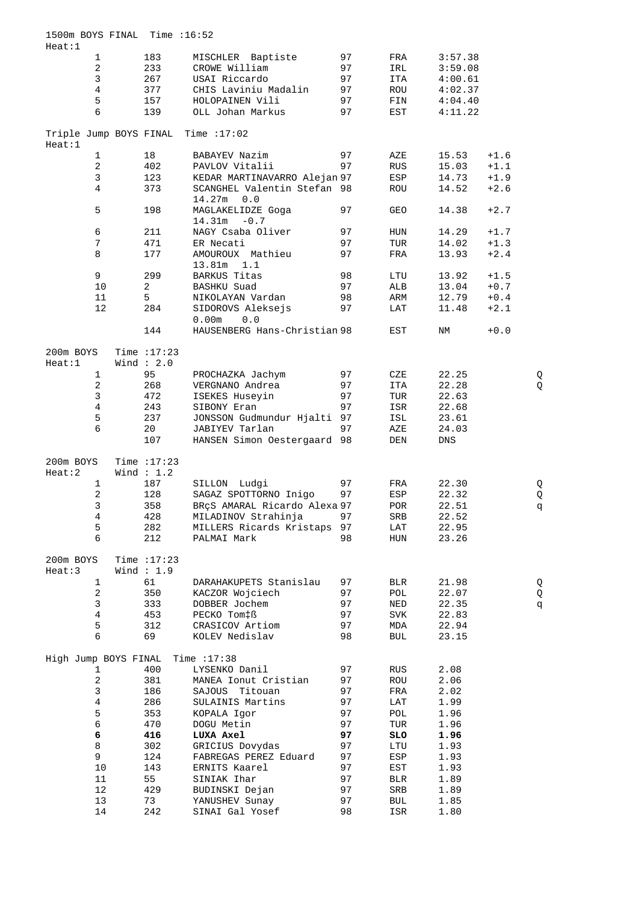1500m BOYS FINAL Time :16:52
Heat:1

| | | | | | | |
|---|---|---|---|---|---|---|
| 1 | 183 | MISCHLER Baptiste | 97 | FRA | 3:57.38 | |
| 2 | 233 | CROWE William | 97 | IRL | 3:59.08 | |
| 3 | 267 | USAI Riccardo | 97 | ITA | 4:00.61 | |
| 4 | 377 | CHIS Laviniu Madalin | 97 | ROU | 4:02.37 | |
| 5 | 157 | HOLOPAINEN Vili | 97 | FIN | 4:04.40 | |
| 6 | 139 | OLL Johan Markus | 97 | EST | 4:11.22 | |

Triple Jump BOYS FINAL Time :17:02
Heat:1

| | | | | | | |
|---|---|---|---|---|---|---|
| 1 | 18 | BABAYEV Nazim | 97 | AZE | 15.53 | +1.6 |
| 2 | 402 | PAVLOV Vitalii | 97 | RUS | 15.03 | +1.1 |
| 3 | 123 | KEDAR MARTINAVARRO Alejan | 97 | ESP | 14.73 | +1.9 |
| 4 | 373 | SCANGHEL Valentin Stefan 14.27m 0.0 | 98 | ROU | 14.52 | +2.6 |
| 5 | 198 | MAGLAKELIDZE Goga 14.31m -0.7 | 97 | GEO | 14.38 | +2.7 |
| 6 | 211 | NAGY Csaba Oliver | 97 | HUN | 14.29 | +1.7 |
| 7 | 471 | ER Necati | 97 | TUR | 14.02 | +1.3 |
| 8 | 177 | AMOUROUX Mathieu 13.81m 1.1 | 97 | FRA | 13.93 | +2.4 |
| 9 | 299 | BARKUS Titas | 98 | LTU | 13.92 | +1.5 |
| 10 | 2 | BASHKU Suad | 97 | ALB | 13.04 | +0.7 |
| 11 | 5 | NIKOLAYAN Vardan | 98 | ARM | 12.79 | +0.4 |
| 12 | 284 | SIDOROVS Aleksejs 0.00m 0.0 | 97 | LAT | 11.48 | +2.1 |
| | 144 | HAUSENBERG Hans-Christian | 98 | EST | NM | +0.0 |

200m BOYS Time :17:23
Heat:1 Wind : 2.0

| | | | | | | |
|---|---|---|---|---|---|---|
| 1 | 95 | PROCHAZKA Jachym | 97 | CZE | 22.25 | Q |
| 2 | 268 | VERGNANO Andrea | 97 | ITA | 22.28 | Q |
| 3 | 472 | ISEKES Huseyin | 97 | TUR | 22.63 | |
| 4 | 243 | SIBONY Eran | 97 | ISR | 22.68 | |
| 5 | 237 | JONSSON Gudmundur Hjalti | 97 | ISL | 23.61 | |
| 6 | 20 | JABIYEV Tarlan | 97 | AZE | 24.03 | |
| | 107 | HANSEN Simon Oestergaard | 98 | DEN | DNS | |

200m BOYS Time :17:23
Heat:2 Wind : 1.2

| | | | | | | |
|---|---|---|---|---|---|---|
| 1 | 187 | SILLON Ludgi | 97 | FRA | 22.30 | Q |
| 2 | 128 | SAGAZ SPOTTORNO Inigo | 97 | ESP | 22.32 | Q |
| 3 | 358 | BRçS AMARAL Ricardo Alexa | 97 | POR | 22.51 | q |
| 4 | 428 | MILADINOV Strahinja | 97 | SRB | 22.52 | |
| 5 | 282 | MILLERS Ricards Kristaps | 97 | LAT | 22.95 | |
| 6 | 212 | PALMAI Mark | 98 | HUN | 23.26 | |

200m BOYS Time :17:23
Heat:3 Wind : 1.9

| | | | | | | |
|---|---|---|---|---|---|---|
| 1 | 61 | DARAHAKUPETS Stanislau | 97 | BLR | 21.98 | Q |
| 2 | 350 | KACZOR Wojciech | 97 | POL | 22.07 | Q |
| 3 | 333 | DOBBER Jochem | 97 | NED | 22.35 | q |
| 4 | 453 | PECKO Tom‡ß | 97 | SVK | 22.83 | |
| 5 | 312 | CRASICOV Artiom | 97 | MDA | 22.94 | |
| 6 | 69 | KOLEV Nedislav | 98 | BUL | 23.15 | |

High Jump BOYS FINAL Time :17:38

| | | | | | |
|---|---|---|---|---|---|
| 1 | 400 | LYSENKO Danil | 97 | RUS | 2.08 |
| 2 | 381 | MANEA Ionut Cristian | 97 | ROU | 2.06 |
| 3 | 186 | SAJOUS Titouan | 97 | FRA | 2.02 |
| 4 | 286 | SULAINIS Martins | 97 | LAT | 1.99 |
| 5 | 353 | KOPALA Igor | 97 | POL | 1.96 |
| 6 | 470 | DOGU Metin | 97 | TUR | 1.96 |
| **6** | **416** | **LUXA Axel** | **97** | **SLO** | **1.96** |
| 8 | 302 | GRICIUS Dovydas | 97 | LTU | 1.93 |
| 9 | 124 | FABREGAS PEREZ Eduard | 97 | ESP | 1.93 |
| 10 | 143 | ERNITS Kaarel | 97 | EST | 1.93 |
| 11 | 55 | SINIAK Ihar | 97 | BLR | 1.89 |
| 12 | 429 | BUDINSKI Dejan | 97 | SRB | 1.89 |
| 13 | 73 | YANUSHEV Sunay | 97 | BUL | 1.85 |
| 14 | 242 | SINAI Gal Yosef | 98 | ISR | 1.80 |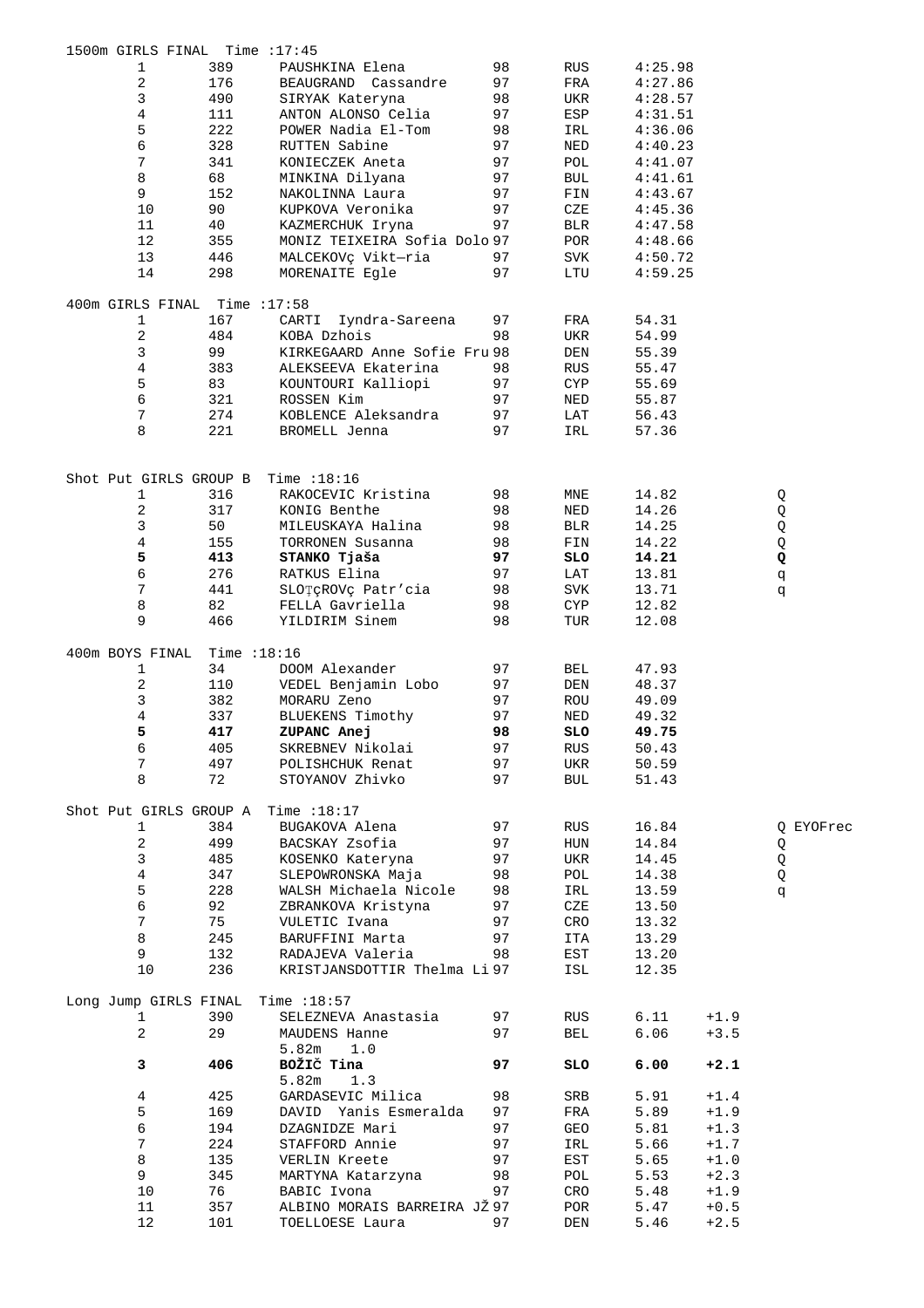## 1500m GIRLS FINAL Time :17:45

| Pl | No | Name | YOB | Nat | Result |
|---|---|---|---|---|---|
| 1 | 389 | PAUSHKINA Elena | 98 | RUS | 4:25.98 |
| 2 | 176 | BEAUGRAND Cassandre | 97 | FRA | 4:27.86 |
| 3 | 490 | SIRYAK Kateryna | 98 | UKR | 4:28.57 |
| 4 | 111 | ANTON ALONSO Celia | 97 | ESP | 4:31.51 |
| 5 | 222 | POWER Nadia El-Tom | 98 | IRL | 4:36.06 |
| 6 | 328 | RUTTEN Sabine | 97 | NED | 4:40.23 |
| 7 | 341 | KONIECZEK Aneta | 97 | POL | 4:41.07 |
| 8 | 68 | MINKINA Dilyana | 97 | BUL | 4:41.61 |
| 9 | 152 | NAKOLINNA Laura | 97 | FIN | 4:43.67 |
| 10 | 90 | KUPKOVA Veronika | 97 | CZE | 4:45.36 |
| 11 | 40 | KAZMERCHUK Iryna | 97 | BLR | 4:47.58 |
| 12 | 355 | MONIZ TEIXEIRA Sofia Dolo | 97 | POR | 4:48.66 |
| 13 | 446 | MALCEKOVç Vikt—ria | 97 | SVK | 4:50.72 |
| 14 | 298 | MORENAITE Egle | 97 | LTU | 4:59.25 |

## 400m GIRLS FINAL Time :17:58

| Pl | No | Name | YOB | Nat | Result |
|---|---|---|---|---|---|
| 1 | 167 | CARTI Iyndra-Sareena | 97 | FRA | 54.31 |
| 2 | 484 | KOBA Dzhois | 98 | UKR | 54.99 |
| 3 | 99 | KIRKEGAARD Anne Sofie Fru | 98 | DEN | 55.39 |
| 4 | 383 | ALEKSEEVA Ekaterina | 98 | RUS | 55.47 |
| 5 | 83 | KOUNTOURI Kalliopi | 97 | CYP | 55.69 |
| 6 | 321 | ROSSEN Kim | 97 | NED | 55.87 |
| 7 | 274 | KOBLENCE Aleksandra | 97 | LAT | 56.43 |
| 8 | 221 | BROMELL Jenna | 97 | IRL | 57.36 |

## Shot Put GIRLS GROUP B Time :18:16

| Pl | No | Name | YOB | Nat | Result | Q |
|---|---|---|---|---|---|---|
| 1 | 316 | RAKOCEVIC Kristina | 98 | MNE | 14.82 | Q |
| 2 | 317 | KONIG Benthe | 98 | NED | 14.26 | Q |
| 3 | 50 | MILEUSKAYA Halina | 98 | BLR | 14.25 | Q |
| 4 | 155 | TORRONEN Susanna | 98 | FIN | 14.22 | Q |
| **5** | **413** | **STANKO Tjaša** | **97** | **SLO** | **14.21** | **Q** |
| 6 | 276 | RATKUS Elina | 97 | LAT | 13.81 | q |
| 7 | 441 | SLOŢçROVç Patr'cia | 98 | SVK | 13.71 | q |
| 8 | 82 | FELLA Gavriella | 98 | CYP | 12.82 | |
| 9 | 466 | YILDIRIM Sinem | 98 | TUR | 12.08 | |

## 400m BOYS FINAL Time :18:16

| Pl | No | Name | YOB | Nat | Result |
|---|---|---|---|---|---|
| 1 | 34 | DOOM Alexander | 97 | BEL | 47.93 |
| 2 | 110 | VEDEL Benjamin Lobo | 97 | DEN | 48.37 |
| 3 | 382 | MORARU Zeno | 97 | ROU | 49.09 |
| 4 | 337 | BLUEKENS Timothy | 97 | NED | 49.32 |
| **5** | **417** | **ZUPANC Anej** | **98** | **SLO** | **49.75** |
| 6 | 405 | SKREBNEV Nikolai | 97 | RUS | 50.43 |
| 7 | 497 | POLISHCHUK Renat | 97 | UKR | 50.59 |
| 8 | 72 | STOYANOV Zhivko | 97 | BUL | 51.43 |

## Shot Put GIRLS GROUP A Time :18:17

| Pl | No | Name | YOB | Nat | Result | Q |
|---|---|---|---|---|---|---|
| 1 | 384 | BUGAKOVA Alena | 97 | RUS | 16.84 | Q EYOFrec |
| 2 | 499 | BACSKAY Zsofia | 97 | HUN | 14.84 | Q |
| 3 | 485 | KOSENKO Kateryna | 97 | UKR | 14.45 | Q |
| 4 | 347 | SLEPOWRONSKA Maja | 98 | POL | 14.38 | Q |
| 5 | 228 | WALSH Michaela Nicole | 98 | IRL | 13.59 | q |
| 6 | 92 | ZBRANKOVA Kristyna | 97 | CZE | 13.50 | |
| 7 | 75 | VULETIC Ivana | 97 | CRO | 13.32 | |
| 8 | 245 | BARUFFINI Marta | 97 | ITA | 13.29 | |
| 9 | 132 | RADAJEVA Valeria | 98 | EST | 13.20 | |
| 10 | 236 | KRISTJANSDOTTIR Thelma Li | 97 | ISL | 12.35 | |

## Long Jump GIRLS FINAL Time :18:57

| Pl | No | Name | YOB | Nat | Result | Wind |
|---|---|---|---|---|---|---|
| 1 | 390 | SELEZNEVA Anastasia | 97 | RUS | 6.11 | +1.9 |
| 2 | 29 | MAUDENS Hanne | 97 | BEL | 6.06 | +3.5 |
| | | 5.82m 1.0 | | | | |
| **3** | **406** | **BOŽIČ Tina** | **97** | **SLO** | **6.00** | **+2.1** |
| | | 5.82m 1.3 | | | | |
| 4 | 425 | GARDASEVIC Milica | 98 | SRB | 5.91 | +1.4 |
| 5 | 169 | DAVID Yanis Esmeralda | 97 | FRA | 5.89 | +1.9 |
| 6 | 194 | DZAGNIDZE Mari | 97 | GEO | 5.81 | +1.3 |
| 7 | 224 | STAFFORD Annie | 97 | IRL | 5.66 | +1.7 |
| 8 | 135 | VERLIN Kreete | 97 | EST | 5.65 | +1.0 |
| 9 | 345 | MARTYNA Katarzyna | 98 | POL | 5.53 | +2.3 |
| 10 | 76 | BABIC Ivona | 97 | CRO | 5.48 | +1.9 |
| 11 | 357 | ALBINO MORAIS BARREIRA JŽ | 97 | POR | 5.47 | +0.5 |
| 12 | 101 | TOELLOESE Laura | 97 | DEN | 5.46 | +2.5 |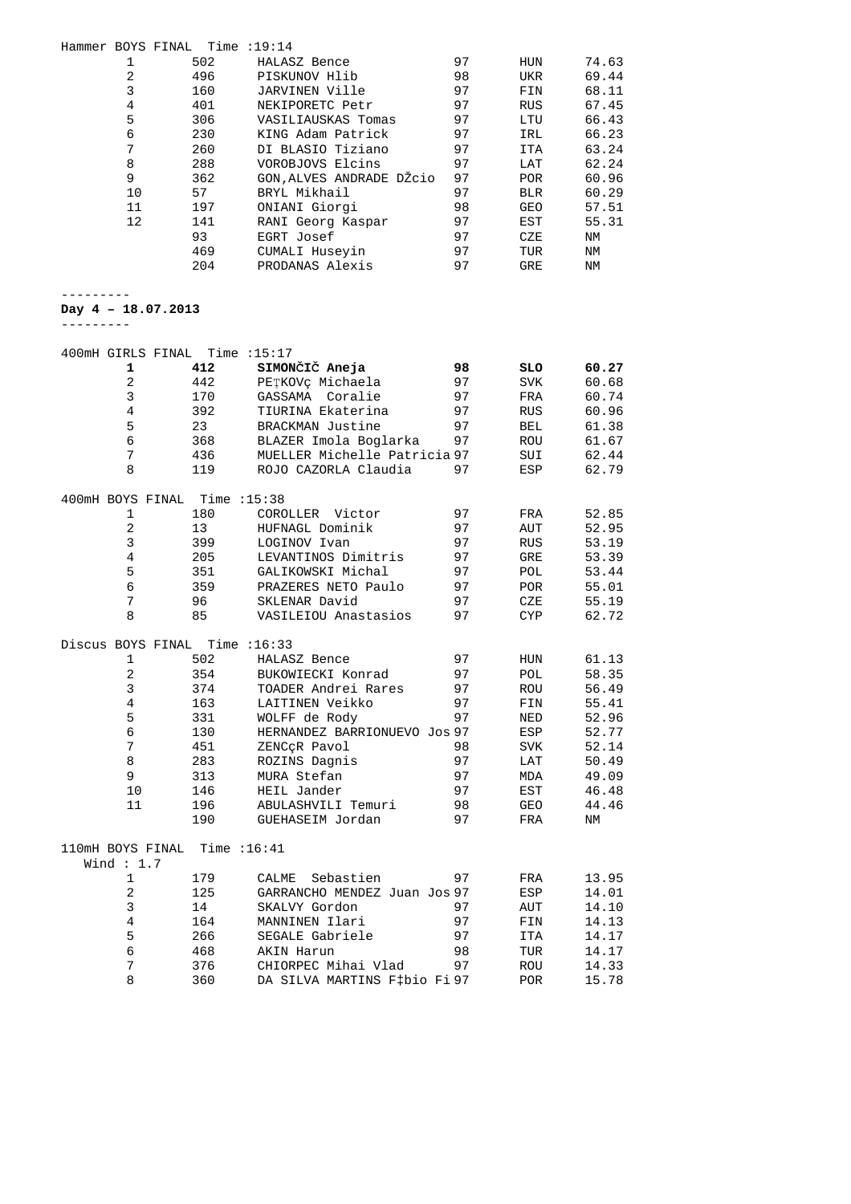Hammer BOYS FINAL Time :19:14

| Place | Bib | Name | YOB | Nation | Result |
|---|---|---|---|---|---|
| 1 | 502 | HALASZ Bence | 97 | HUN | 74.63 |
| 2 | 496 | PISKUNOV Hlib | 98 | UKR | 69.44 |
| 3 | 160 | JARVINEN Ville | 97 | FIN | 68.11 |
| 4 | 401 | NEKIPORETC Petr | 97 | RUS | 67.45 |
| 5 | 306 | VASILIAUSKAS Tomas | 97 | LTU | 66.43 |
| 6 | 230 | KING Adam Patrick | 97 | IRL | 66.23 |
| 7 | 260 | DI BLASIO Tiziano | 97 | ITA | 63.24 |
| 8 | 288 | VOROBJOVS Elcins | 97 | LAT | 62.24 |
| 9 | 362 | GON,ALVES ANDRADE DŽcio | 97 | POR | 60.96 |
| 10 | 57 | BRYL Mikhail | 97 | BLR | 60.29 |
| 11 | 197 | ONIANI Giorgi | 98 | GEO | 57.51 |
| 12 | 141 | RANI Georg Kaspar | 97 | EST | 55.31 |
| | 93 | EGRT Josef | 97 | CZE | NM |
| | 469 | CUMALI Huseyin | 97 | TUR | NM |
| | 204 | PRODANAS Alexis | 97 | GRE | NM |

---------

**Day 4 – 18.07.2013**

---------

400mH GIRLS FINAL Time :15:17

| Place | Bib | Name | YOB | Nation | Result |
|---|---|---|---|---|---|
| **1** | **412** | **SIMONČIČ Aneja** | **98** | **SLO** | **60.27** |
| 2 | 442 | PEŢKOVç Michaela | 97 | SVK | 60.68 |
| 3 | 170 | GASSAMA Coralie | 97 | FRA | 60.74 |
| 4 | 392 | TIURINA Ekaterina | 97 | RUS | 60.96 |
| 5 | 23 | BRACKMAN Justine | 97 | BEL | 61.38 |
| 6 | 368 | BLAZER Imola Boglarka | 97 | ROU | 61.67 |
| 7 | 436 | MUELLER Michelle Patricia | 97 | SUI | 62.44 |
| 8 | 119 | ROJO CAZORLA Claudia | 97 | ESP | 62.79 |

400mH BOYS FINAL Time :15:38

| Place | Bib | Name | YOB | Nation | Result |
|---|---|---|---|---|---|
| 1 | 180 | COROLLER Victor | 97 | FRA | 52.85 |
| 2 | 13 | HUFNAGL Dominik | 97 | AUT | 52.95 |
| 3 | 399 | LOGINOV Ivan | 97 | RUS | 53.19 |
| 4 | 205 | LEVANTINOS Dimitris | 97 | GRE | 53.39 |
| 5 | 351 | GALIKOWSKI Michal | 97 | POL | 53.44 |
| 6 | 359 | PRAZERES NETO Paulo | 97 | POR | 55.01 |
| 7 | 96 | SKLENAR David | 97 | CZE | 55.19 |
| 8 | 85 | VASILEIOU Anastasios | 97 | CYP | 62.72 |

Discus BOYS FINAL Time :16:33

| Place | Bib | Name | YOB | Nation | Result |
|---|---|---|---|---|---|
| 1 | 502 | HALASZ Bence | 97 | HUN | 61.13 |
| 2 | 354 | BUKOWIECKI Konrad | 97 | POL | 58.35 |
| 3 | 374 | TOADER Andrei Rares | 97 | ROU | 56.49 |
| 4 | 163 | LAITINEN Veikko | 97 | FIN | 55.41 |
| 5 | 331 | WOLFF de Rody | 97 | NED | 52.96 |
| 6 | 130 | HERNANDEZ BARRIONUEVO Jos | 97 | ESP | 52.77 |
| 7 | 451 | ZENCçR Pavol | 98 | SVK | 52.14 |
| 8 | 283 | ROZINS Dagnis | 97 | LAT | 50.49 |
| 9 | 313 | MURA Stefan | 97 | MDA | 49.09 |
| 10 | 146 | HEIL Jander | 97 | EST | 46.48 |
| 11 | 196 | ABULASHVILI Temuri | 98 | GEO | 44.46 |
| | 190 | GUEHASEIM Jordan | 97 | FRA | NM |

110mH BOYS FINAL Time :16:41
Wind : 1.7

| Place | Bib | Name | YOB | Nation | Result |
|---|---|---|---|---|---|
| 1 | 179 | CALME Sebastien | 97 | FRA | 13.95 |
| 2 | 125 | GARRANCHO MENDEZ Juan Jos | 97 | ESP | 14.01 |
| 3 | 14 | SKALVY Gordon | 97 | AUT | 14.10 |
| 4 | 164 | MANNINEN Ilari | 97 | FIN | 14.13 |
| 5 | 266 | SEGALE Gabriele | 97 | ITA | 14.17 |
| 6 | 468 | AKIN Harun | 98 | TUR | 14.17 |
| 7 | 376 | CHIORPEC Mihai Vlad | 97 | ROU | 14.33 |
| 8 | 360 | DA SILVA MARTINS F‡bio Fi | 97 | POR | 15.78 |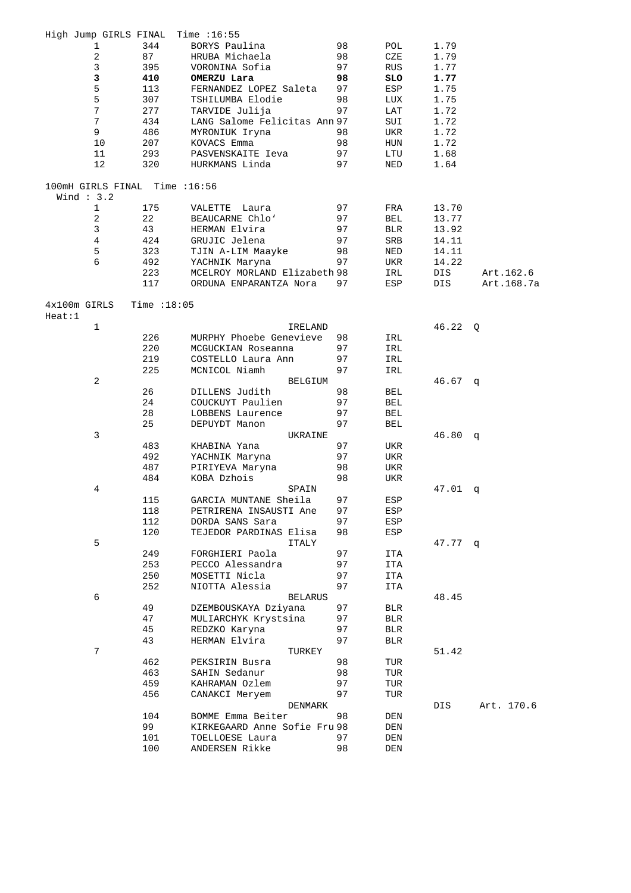High Jump GIRLS FINAL Time :16:55

| Place | Bib | Name | YOB | Country | Result |
|---|---|---|---|---|---|
| 1 | 344 | BORYS Paulina | 98 | POL | 1.79 |
| 2 | 87 | HRUBA Michaela | 98 | CZE | 1.79 |
| 3 | 395 | VORONINA Sofia | 97 | RUS | 1.77 |
| **3** | **410** | **OMERZU Lara** | **98** | **SLO** | **1.77** |
| 5 | 113 | FERNANDEZ LOPEZ Saleta | 97 | ESP | 1.75 |
| 5 | 307 | TSHILUMBA Elodie | 98 | LUX | 1.75 |
| 7 | 277 | TARVIDE Julija | 97 | LAT | 1.72 |
| 7 | 434 | LANG Salome Felicitas Ann | 97 | SUI | 1.72 |
| 9 | 486 | MYRONIUK Iryna | 98 | UKR | 1.72 |
| 10 | 207 | KOVACS Emma | 98 | HUN | 1.72 |
| 11 | 293 | PASVENSKAITE Ieva | 97 | LTU | 1.68 |
| 12 | 320 | HURKMANS Linda | 97 | NED | 1.64 |

100mH GIRLS FINAL Time :16:56
Wind : 3.2

| Place | Bib | Name | YOB | Country | Result | Note |
|---|---|---|---|---|---|---|
| 1 | 175 | VALETTE Laura | 97 | FRA | 13.70 | |
| 2 | 22 | BEAUCARNE Chlo' | 97 | BEL | 13.77 | |
| 3 | 43 | HERMAN Elvira | 97 | BLR | 13.92 | |
| 4 | 424 | GRUJIC Jelena | 97 | SRB | 14.11 | |
| 5 | 323 | TJIN A-LIM Maayke | 98 | NED | 14.11 | |
| 6 | 492 | YACHNIK Maryna | 97 | UKR | 14.22 | |
| | 223 | MCELROY MORLAND Elizabeth | 98 | IRL | DIS | Art.162.6 |
| | 117 | ORDUNA ENPARANTZA Nora | 97 | ESP | DIS | Art.168.7a |

4x100m GIRLS Time :18:05
Heat:1

| Place | Bib | Name | YOB | Country | Result | Note |
|---|---|---|---|---|---|---|
| 1 | | IRELAND | | | 46.22 | Q |
| | 226 | MURPHY Phoebe Genevieve | 98 | IRL | | |
| | 220 | MCGUCKIAN Roseanna | 97 | IRL | | |
| | 219 | COSTELLO Laura Ann | 97 | IRL | | |
| | 225 | MCNICOL Niamh | 97 | IRL | | |
| 2 | | BELGIUM | | | 46.67 | q |
| | 26 | DILLENS Judith | 98 | BEL | | |
| | 24 | COUCKUYT Paulien | 97 | BEL | | |
| | 28 | LOBBENS Laurence | 97 | BEL | | |
| | 25 | DEPUYDT Manon | 97 | BEL | | |
| 3 | | UKRAINE | | | 46.80 | q |
| | 483 | KHABINA Yana | 97 | UKR | | |
| | 492 | YACHNIK Maryna | 97 | UKR | | |
| | 487 | PIRIYEVA Maryna | 98 | UKR | | |
| | 484 | KOBA Dzhois | 98 | UKR | | |
| 4 | | SPAIN | | | 47.01 | q |
| | 115 | GARCIA MUNTANE Sheila | 97 | ESP | | |
| | 118 | PETRIRENA INSAUSTI Ane | 97 | ESP | | |
| | 112 | DORDA SANS Sara | 97 | ESP | | |
| | 120 | TEJEDOR PARDINAS Elisa | 98 | ESP | | |
| 5 | | ITALY | | | 47.77 | q |
| | 249 | FORGHIERI Paola | 97 | ITA | | |
| | 253 | PECCO Alessandra | 97 | ITA | | |
| | 250 | MOSETTI Nicla | 97 | ITA | | |
| | 252 | NIOTTA Alessia | 97 | ITA | | |
| 6 | | BELARUS | | | 48.45 | |
| | 49 | DZEMBOUSKAYA Dziyana | 97 | BLR | | |
| | 47 | MULIARCHYK Krystsina | 97 | BLR | | |
| | 45 | REDZKO Karyna | 97 | BLR | | |
| | 43 | HERMAN Elvira | 97 | BLR | | |
| 7 | | TURKEY | | | 51.42 | |
| | 462 | PEKSIRIN Busra | 98 | TUR | | |
| | 463 | SAHIN Sedanur | 98 | TUR | | |
| | 459 | KAHRAMAN Ozlem | 97 | TUR | | |
| | 456 | CANAKCI Meryem | 97 | TUR | | |
| | | DENMARK | | | DIS | Art. 170.6 |
| | 104 | BOMME Emma Beiter | 98 | DEN | | |
| | 99 | KIRKEGAARD Anne Sofie Fru | 98 | DEN | | |
| | 101 | TOELLOESE Laura | 97 | DEN | | |
| | 100 | ANDERSEN Rikke | 98 | DEN | | |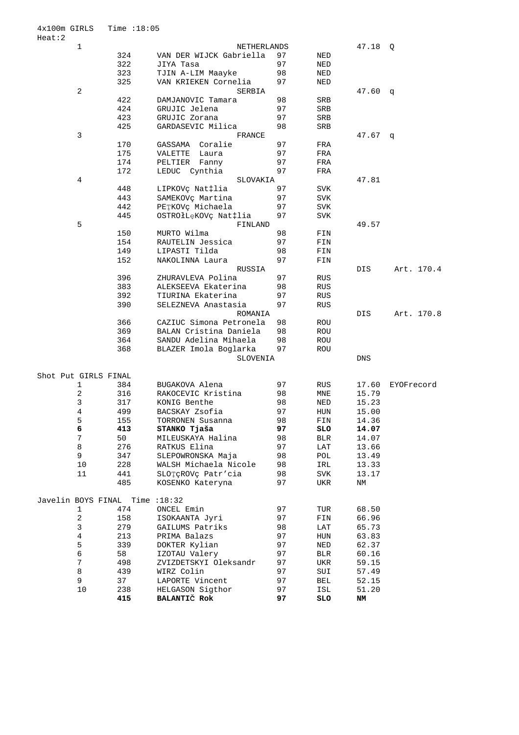4x100m GIRLS Time :18:05

Heat:2

| Rank | Bib | Name | YOB | Nat | Result | Note |
|---|---|---|---|---|---|---|
| 1 | | NETHERLANDS | | | 47.18 | Q |
| | 324 | VAN DER WIJCK Gabriella | 97 | NED | | |
| | 322 | JIYA Tasa | 97 | NED | | |
| | 323 | TJIN A-LIM Maayke | 98 | NED | | |
| | 325 | VAN KRIEKEN Cornelia | 97 | NED | | |
| 2 | | SERBIA | | | 47.60 | q |
| | 422 | DAMJANOVIC Tamara | 98 | SRB | | |
| | 424 | GRUJIC Jelena | 97 | SRB | | |
| | 423 | GRUJIC Zorana | 97 | SRB | | |
| | 425 | GARDASEVIC Milica | 98 | SRB | | |
| 3 | | FRANCE | | | 47.67 | q |
| | 170 | GASSAMA Coralie | 97 | FRA | | |
| | 175 | VALETTE Laura | 97 | FRA | | |
| | 174 | PELTIER Fanny | 97 | FRA | | |
| | 172 | LEDUC Cynthia | 97 | FRA | | |
| 4 | | SLOVAKIA | | | 47.81 | |
| | 448 | LIPKOVç Nat‡lia | 97 | SVK | | |
| | 443 | SAMEKOVç Martina | 97 | SVK | | |
| | 442 | PEŢKOVç Michaela | 97 | SVK | | |
| | 445 | OSTROŁLęKOVç Nat‡lia | 97 | SVK | | |
| 5 | | FINLAND | | | 49.57 | |
| | 150 | MURTO Wilma | 98 | FIN | | |
| | 154 | RAUTELIN Jessica | 97 | FIN | | |
| | 149 | LIPASTI Tilda | 98 | FIN | | |
| | 152 | NAKOLINNA Laura | 97 | FIN | | |
| | | RUSSIA | | | DIS | Art. 170.4 |
| | 396 | ZHURAVLEVA Polina | 97 | RUS | | |
| | 383 | ALEKSEEVA Ekaterina | 98 | RUS | | |
| | 392 | TIURINA Ekaterina | 97 | RUS | | |
| | 390 | SELEZNEVA Anastasia | 97 | RUS | | |
| | | ROMANIA | | | DIS | Art. 170.8 |
| | 366 | CAZIUC Simona Petronela | 98 | ROU | | |
| | 369 | BALAN Cristina Daniela | 98 | ROU | | |
| | 364 | SANDU Adelina Mihaela | 98 | ROU | | |
| | 368 | BLAZER Imola Boglarka | 97 | ROU | | |
| | | SLOVENIA | | | DNS | |

Shot Put GIRLS FINAL

| Rank | Bib | Name | YOB | Nat | Result | Note |
|---|---|---|---|---|---|---|
| 1 | 384 | BUGAKOVA Alena | 97 | RUS | 17.60 | EYOFrecord |
| 2 | 316 | RAKOCEVIC Kristina | 98 | MNE | 15.79 | |
| 3 | 317 | KONIG Benthe | 98 | NED | 15.23 | |
| 4 | 499 | BACSKAY Zsofia | 97 | HUN | 15.00 | |
| 5 | 155 | TORRONEN Susanna | 98 | FIN | 14.36 | |
| **6** | **413** | **STANKO Tjaša** | **97** | **SLO** | **14.07** | |
| 7 | 50 | MILEUSKAYA Halina | 98 | BLR | 14.07 | |
| 8 | 276 | RATKUS Elina | 97 | LAT | 13.66 | |
| 9 | 347 | SLEPOWRONSKA Maja | 98 | POL | 13.49 | |
| 10 | 228 | WALSH Michaela Nicole | 98 | IRL | 13.33 | |
| 11 | 441 | SLOŢçROVç Patr'cia | 98 | SVK | 13.17 | |
| | 485 | KOSENKO Kateryna | 97 | UKR | NM | |

Javelin BOYS FINAL Time :18:32

| Rank | Bib | Name | YOB | Nat | Result |
|---|---|---|---|---|---|
| 1 | 474 | ONCEL Emin | 97 | TUR | 68.50 |
| 2 | 158 | ISOKAANTA Jyri | 97 | FIN | 66.96 |
| 3 | 279 | GAILUMS Patriks | 98 | LAT | 65.73 |
| 4 | 213 | PRIMA Balazs | 97 | HUN | 63.83 |
| 5 | 339 | DOKTER Kylian | 97 | NED | 62.37 |
| 6 | 58 | IZOTAU Valery | 97 | BLR | 60.16 |
| 7 | 498 | ZVIZDETSKYI Oleksandr | 97 | UKR | 59.15 |
| 8 | 439 | WIRZ Colin | 97 | SUI | 57.49 |
| 9 | 37 | LAPORTE Vincent | 97 | BEL | 52.15 |
| 10 | 238 | HELGASON Sigthor | 97 | ISL | 51.20 |
| | **415** | **BALANTIČ Rok** | **97** | **SLO** | **NM** |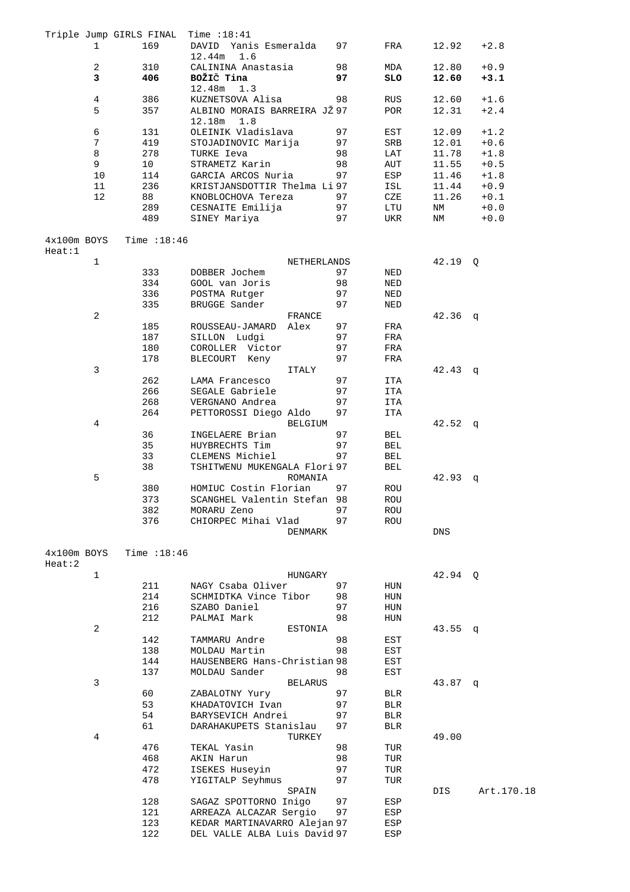## Triple Jump GIRLS FINAL Time :18:41

| Pl | Bib | Name | YOB | Nat | Result | Wind |
|---|---|---|---|---|---|---|
| 1 | 169 | DAVID Yanis Esmeralda<br>12.44m 1.6 | 97 | FRA | 12.92 | +2.8 |
| 2 | 310 | CALININA Anastasia | 98 | MDA | 12.80 | +0.9 |
| **3** | **406** | **BOŽIČ Tina**<br>12.48m 1.3 | **97** | **SLO** | **12.60** | **+3.1** |
| 4 | 386 | KUZNETSOVA Alisa | 98 | RUS | 12.60 | +1.6 |
| 5 | 357 | ALBINO MORAIS BARREIRA JŽ<br>12.18m 1.8 | 97 | POR | 12.31 | +2.4 |
| 6 | 131 | OLEINIK Vladislava | 97 | EST | 12.09 | +1.2 |
| 7 | 419 | STOJADINOVIC Marija | 97 | SRB | 12.01 | +0.6 |
| 8 | 278 | TURKE Ieva | 98 | LAT | 11.78 | +1.8 |
| 9 | 10 | STRAMETZ Karin | 98 | AUT | 11.55 | +0.5 |
| 10 | 114 | GARCIA ARCOS Nuria | 97 | ESP | 11.46 | +1.8 |
| 11 | 236 | KRISTJANSDOTTIR Thelma Li | 97 | ISL | 11.44 | +0.9 |
| 12 | 88 | KNOBLOCHOVA Tereza | 97 | CZE | 11.26 | +0.1 |
| | 289 | CESNAITE Emilija | 97 | LTU | NM | +0.0 |
| | 489 | SINEY Mariya | 97 | UKR | NM | +0.0 |

## 4x100m BOYS Time :18:46
Heat:1

| Pl | Bib | Name | YOB | Nat | Result | |
|---|---|---|---|---|---|---|
| 1 | | NETHERLANDS | | | 42.19 | Q |
| | 333 | DOBBER Jochem | 97 | NED | | |
| | 334 | GOOL van Joris | 98 | NED | | |
| | 336 | POSTMA Rutger | 97 | NED | | |
| | 335 | BRUGGE Sander | 97 | NED | | |
| 2 | | FRANCE | | | 42.36 | q |
| | 185 | ROUSSEAU-JAMARD Alex | 97 | FRA | | |
| | 187 | SILLON Ludgi | 97 | FRA | | |
| | 180 | COROLLER Victor | 97 | FRA | | |
| | 178 | BLECOURT Keny | 97 | FRA | | |
| 3 | | ITALY | | | 42.43 | q |
| | 262 | LAMA Francesco | 97 | ITA | | |
| | 266 | SEGALE Gabriele | 97 | ITA | | |
| | 268 | VERGNANO Andrea | 97 | ITA | | |
| | 264 | PETTOROSSI Diego Aldo | 97 | ITA | | |
| 4 | | BELGIUM | | | 42.52 | q |
| | 36 | INGELAERE Brian | 97 | BEL | | |
| | 35 | HUYBRECHTS Tim | 97 | BEL | | |
| | 33 | CLEMENS Michiel | 97 | BEL | | |
| | 38 | TSHITWENU MUKENGALA Flori | 97 | BEL | | |
| 5 | | ROMANIA | | | 42.93 | q |
| | 380 | HOMIUC Costin Florian | 97 | ROU | | |
| | 373 | SCANGHEL Valentin Stefan | 98 | ROU | | |
| | 382 | MORARU Zeno | 97 | ROU | | |
| | 376 | CHIORPEC Mihai Vlad | 97 | ROU | | |
| | | DENMARK | | | DNS | |

## 4x100m BOYS Time :18:46
Heat:2

| Pl | Bib | Name | YOB | Nat | Result | |
|---|---|---|---|---|---|---|
| 1 | | HUNGARY | | | 42.94 | Q |
| | 211 | NAGY Csaba Oliver | 97 | HUN | | |
| | 214 | SCHMIDTKA Vince Tibor | 98 | HUN | | |
| | 216 | SZABO Daniel | 97 | HUN | | |
| | 212 | PALMAI Mark | 98 | HUN | | |
| 2 | | ESTONIA | | | 43.55 | q |
| | 142 | TAMMARU Andre | 98 | EST | | |
| | 138 | MOLDAU Martin | 98 | EST | | |
| | 144 | HAUSENBERG Hans-Christian | 98 | EST | | |
| | 137 | MOLDAU Sander | 98 | EST | | |
| 3 | | BELARUS | | | 43.87 | q |
| | 60 | ZABALOTNY Yury | 97 | BLR | | |
| | 53 | KHADATOVICH Ivan | 97 | BLR | | |
| | 54 | BARYSEVICH Andrei | 97 | BLR | | |
| | 61 | DARAHAKUPETS Stanislau | 97 | BLR | | |
| 4 | | TURKEY | | | 49.00 | |
| | 476 | TEKAL Yasin | 98 | TUR | | |
| | 468 | AKIN Harun | 98 | TUR | | |
| | 472 | ISEKES Huseyin | 97 | TUR | | |
| | 478 | YIGITALP Seyhmus | 97 | TUR | | |
| | | SPAIN | | | DIS | Art.170.18 |
| | 128 | SAGAZ SPOTTORNO Inigo | 97 | ESP | | |
| | 121 | ARREAZA ALCAZAR Sergio | 97 | ESP | | |
| | 123 | KEDAR MARTINAVARRO Alejan | 97 | ESP | | |
| | 122 | DEL VALLE ALBA Luis David | 97 | ESP | | |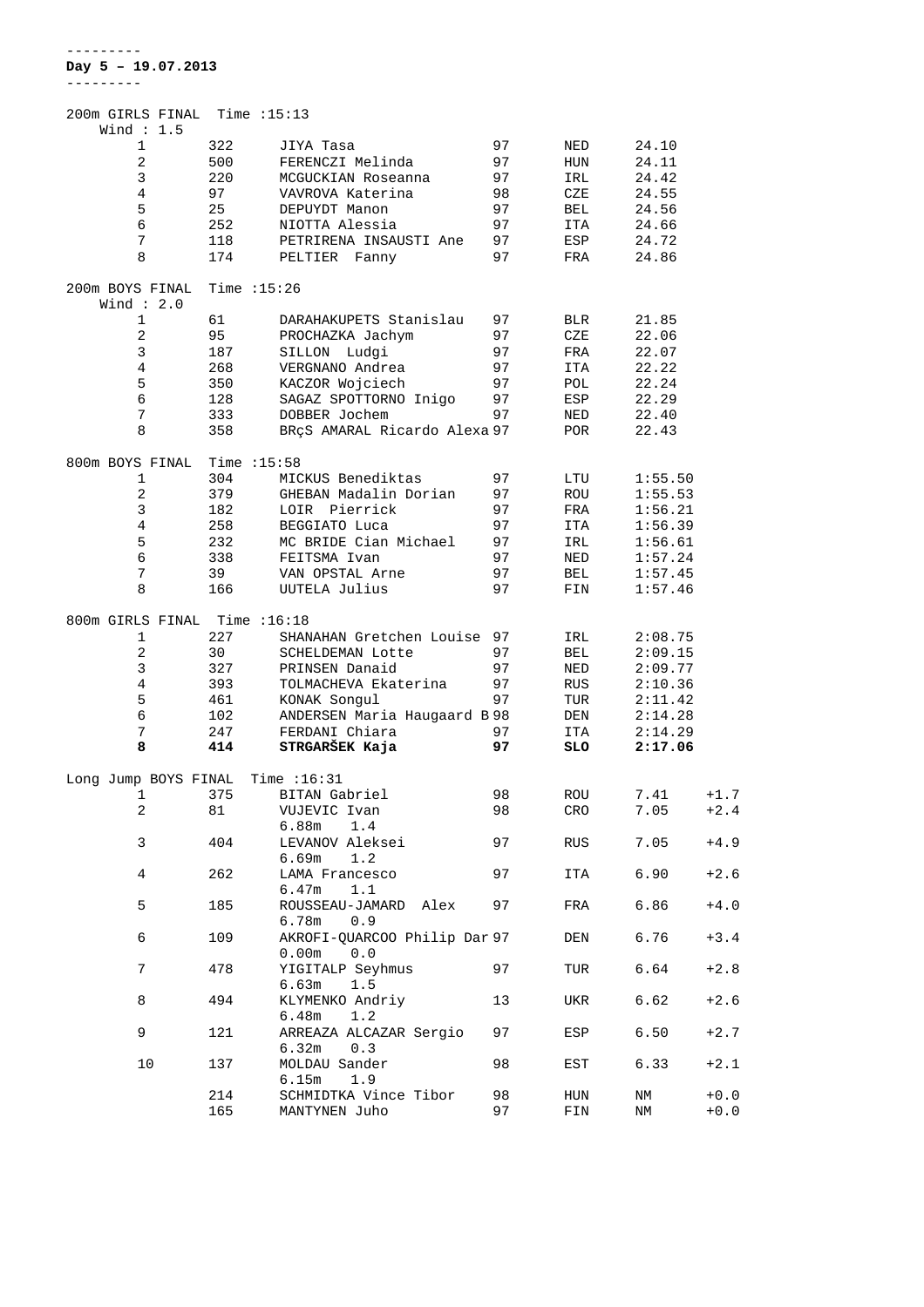---------
**Day 5 – 19.07.2013**
---------

200m GIRLS FINAL Time :15:13
Wind : 1.5

| Pl | Bib | Name | YOB | Nat | Result |
|---|---|---|---|---|---|
| 1 | 322 | JIYA Tasa | 97 | NED | 24.10 |
| 2 | 500 | FERENCZI Melinda | 97 | HUN | 24.11 |
| 3 | 220 | MCGUCKIAN Roseanna | 97 | IRL | 24.42 |
| 4 | 97 | VAVROVA Katerina | 98 | CZE | 24.55 |
| 5 | 25 | DEPUYDT Manon | 97 | BEL | 24.56 |
| 6 | 252 | NIOTTA Alessia | 97 | ITA | 24.66 |
| 7 | 118 | PETRIRENA INSAUSTI Ane | 97 | ESP | 24.72 |
| 8 | 174 | PELTIER Fanny | 97 | FRA | 24.86 |

200m BOYS FINAL Time :15:26
Wind : 2.0

| Pl | Bib | Name | YOB | Nat | Result |
|---|---|---|---|---|---|
| 1 | 61 | DARAHAKUPETS Stanislau | 97 | BLR | 21.85 |
| 2 | 95 | PROCHAZKA Jachym | 97 | CZE | 22.06 |
| 3 | 187 | SILLON Ludgi | 97 | FRA | 22.07 |
| 4 | 268 | VERGNANO Andrea | 97 | ITA | 22.22 |
| 5 | 350 | KACZOR Wojciech | 97 | POL | 22.24 |
| 6 | 128 | SAGAZ SPOTTORNO Inigo | 97 | ESP | 22.29 |
| 7 | 333 | DOBBER Jochem | 97 | NED | 22.40 |
| 8 | 358 | BRçS AMARAL Ricardo Alexa | 97 | POR | 22.43 |

800m BOYS FINAL Time :15:58

| Pl | Bib | Name | YOB | Nat | Result |
|---|---|---|---|---|---|
| 1 | 304 | MICKUS Benediktas | 97 | LTU | 1:55.50 |
| 2 | 379 | GHEBAN Madalin Dorian | 97 | ROU | 1:55.53 |
| 3 | 182 | LOIR Pierrick | 97 | FRA | 1:56.21 |
| 4 | 258 | BEGGIATO Luca | 97 | ITA | 1:56.39 |
| 5 | 232 | MC BRIDE Cian Michael | 97 | IRL | 1:56.61 |
| 6 | 338 | FEITSMA Ivan | 97 | NED | 1:57.24 |
| 7 | 39 | VAN OPSTAL Arne | 97 | BEL | 1:57.45 |
| 8 | 166 | UUTELA Julius | 97 | FIN | 1:57.46 |

800m GIRLS FINAL Time :16:18

| Pl | Bib | Name | YOB | Nat | Result |
|---|---|---|---|---|---|
| 1 | 227 | SHANAHAN Gretchen Louise | 97 | IRL | 2:08.75 |
| 2 | 30 | SCHELDEMAN Lotte | 97 | BEL | 2:09.15 |
| 3 | 327 | PRINSEN Danaid | 97 | NED | 2:09.77 |
| 4 | 393 | TOLMACHEVA Ekaterina | 97 | RUS | 2:10.36 |
| 5 | 461 | KONAK Songul | 97 | TUR | 2:11.42 |
| 6 | 102 | ANDERSEN Maria Haugaard B | 98 | DEN | 2:14.28 |
| 7 | 247 | FERDANI Chiara | 97 | ITA | 2:14.29 |
| **8** | **414** | **STRGARŠEK Kaja** | **97** | **SLO** | **2:17.06** |

Long Jump BOYS FINAL Time :16:31

| Pl | Bib | Name | YOB | Nat | Result | Wind |
|---|---|---|---|---|---|---|
| 1 | 375 | BITAN Gabriel | 98 | ROU | 7.41 | +1.7 |
| 2 | 81 | VUJEVIC Ivan<br>6.88m 1.4 | 98 | CRO | 7.05 | +2.4 |
| 3 | 404 | LEVANOV Aleksei<br>6.69m 1.2 | 97 | RUS | 7.05 | +4.9 |
| 4 | 262 | LAMA Francesco<br>6.47m 1.1 | 97 | ITA | 6.90 | +2.6 |
| 5 | 185 | ROUSSEAU-JAMARD Alex<br>6.78m 0.9 | 97 | FRA | 6.86 | +4.0 |
| 6 | 109 | AKROFI-QUARCOO Philip Dar<br>0.00m 0.0 | 97 | DEN | 6.76 | +3.4 |
| 7 | 478 | YIGITALP Seyhmus<br>6.63m 1.5 | 97 | TUR | 6.64 | +2.8 |
| 8 | 494 | KLYMENKO Andriy<br>6.48m 1.2 | 13 | UKR | 6.62 | +2.6 |
| 9 | 121 | ARREAZA ALCAZAR Sergio<br>6.32m 0.3 | 97 | ESP | 6.50 | +2.7 |
| 10 | 137 | MOLDAU Sander<br>6.15m 1.9 | 98 | EST | 6.33 | +2.1 |
| | 214 | SCHMIDTKA Vince Tibor | 98 | HUN | NM | +0.0 |
| | 165 | MANTYNEN Juho | 97 | FIN | NM | +0.0 |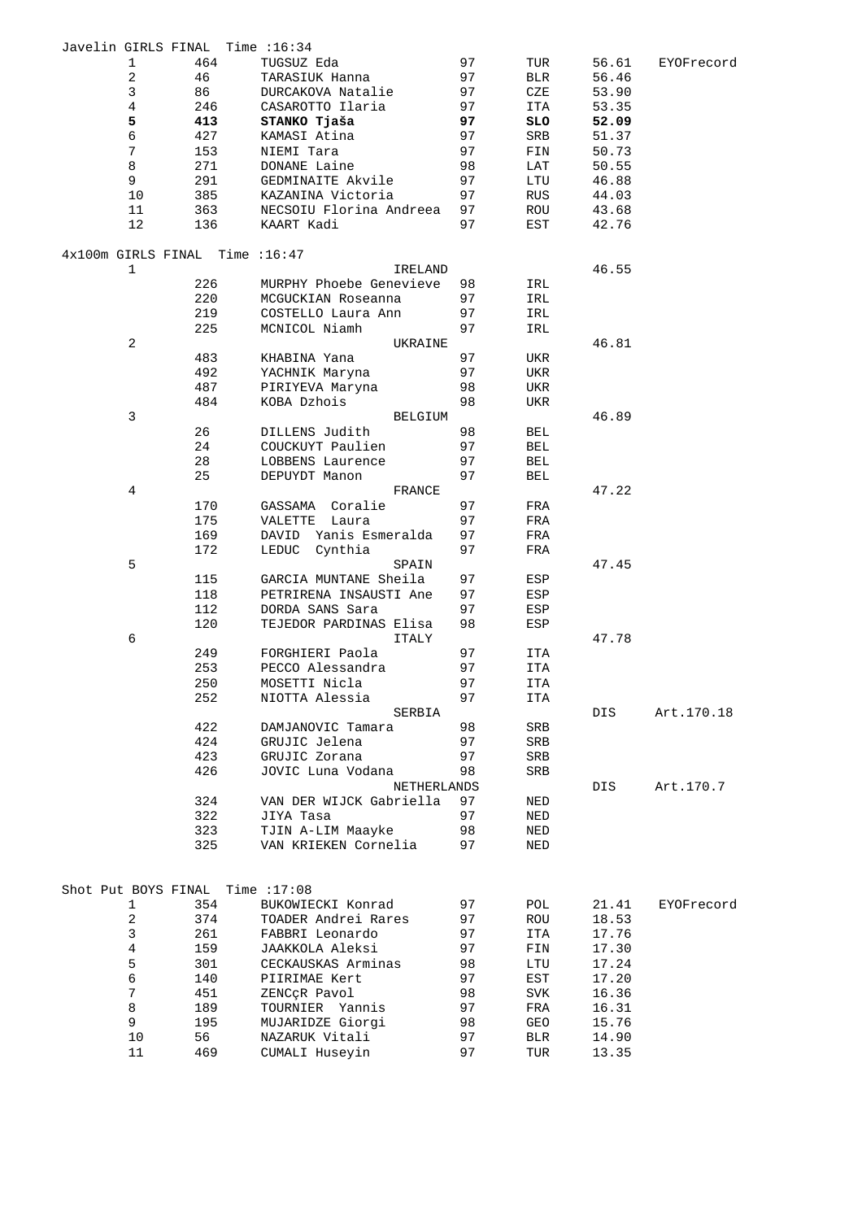## Javelin GIRLS FINAL Time :16:34

| | | | | | | |
|---|---|---|---|---|---|---|
| 1 | 464 | TUGSUZ Eda | 97 | TUR | 56.61 | EYOFrecord |
| 2 | 46 | TARASIUK Hanna | 97 | BLR | 56.46 | |
| 3 | 86 | DURCAKOVA Natalie | 97 | CZE | 53.90 | |
| 4 | 246 | CASAROTTO Ilaria | 97 | ITA | 53.35 | |
| **5** | **413** | **STANKO Tjaša** | **97** | **SLO** | **52.09** | |
| 6 | 427 | KAMASI Atina | 97 | SRB | 51.37 | |
| 7 | 153 | NIEMI Tara | 97 | FIN | 50.73 | |
| 8 | 271 | DONANE Laine | 98 | LAT | 50.55 | |
| 9 | 291 | GEDMINAITE Akvile | 97 | LTU | 46.88 | |
| 10 | 385 | KAZANINA Victoria | 97 | RUS | 44.03 | |
| 11 | 363 | NECSOIU Florina Andreea | 97 | ROU | 43.68 | |
| 12 | 136 | KAART Kadi | 97 | EST | 42.76 | |

## 4x100m GIRLS FINAL Time :16:47

| | | | | | | |
|---|---|---|---|---|---|---|
| 1 | | IRELAND | | | 46.55 | |
| | 226 | MURPHY Phoebe Genevieve | 98 | IRL | | |
| | 220 | MCGUCKIAN Roseanna | 97 | IRL | | |
| | 219 | COSTELLO Laura Ann | 97 | IRL | | |
| | 225 | MCNICOL Niamh | 97 | IRL | | |
| 2 | | UKRAINE | | | 46.81 | |
| | 483 | KHABINA Yana | 97 | UKR | | |
| | 492 | YACHNIK Maryna | 97 | UKR | | |
| | 487 | PIRIYEVA Maryna | 98 | UKR | | |
| | 484 | KOBA Dzhois | 98 | UKR | | |
| 3 | | BELGIUM | | | 46.89 | |
| | 26 | DILLENS Judith | 98 | BEL | | |
| | 24 | COUCKUYT Paulien | 97 | BEL | | |
| | 28 | LOBBENS Laurence | 97 | BEL | | |
| | 25 | DEPUYDT Manon | 97 | BEL | | |
| 4 | | FRANCE | | | 47.22 | |
| | 170 | GASSAMA Coralie | 97 | FRA | | |
| | 175 | VALETTE Laura | 97 | FRA | | |
| | 169 | DAVID Yanis Esmeralda | 97 | FRA | | |
| | 172 | LEDUC Cynthia | 97 | FRA | | |
| 5 | | SPAIN | | | 47.45 | |
| | 115 | GARCIA MUNTANE Sheila | 97 | ESP | | |
| | 118 | PETRIRENA INSAUSTI Ane | 97 | ESP | | |
| | 112 | DORDA SANS Sara | 97 | ESP | | |
| | 120 | TEJEDOR PARDINAS Elisa | 98 | ESP | | |
| 6 | | ITALY | | | 47.78 | |
| | 249 | FORGHIERI Paola | 97 | ITA | | |
| | 253 | PECCO Alessandra | 97 | ITA | | |
| | 250 | MOSETTI Nicla | 97 | ITA | | |
| | 252 | NIOTTA Alessia | 97 | ITA | | |
| | | SERBIA | | | DIS | Art.170.18 |
| | 422 | DAMJANOVIC Tamara | 98 | SRB | | |
| | 424 | GRUJIC Jelena | 97 | SRB | | |
| | 423 | GRUJIC Zorana | 97 | SRB | | |
| | 426 | JOVIC Luna Vodana | 98 | SRB | | |
| | | NETHERLANDS | | | DIS | Art.170.7 |
| | 324 | VAN DER WIJCK Gabriella | 97 | NED | | |
| | 322 | JIYA Tasa | 97 | NED | | |
| | 323 | TJIN A-LIM Maayke | 98 | NED | | |
| | 325 | VAN KRIEKEN Cornelia | 97 | NED | | |

## Shot Put BOYS FINAL Time :17:08

| | | | | | | |
|---|---|---|---|---|---|---|
| 1 | 354 | BUKOWIECKI Konrad | 97 | POL | 21.41 | EYOFrecord |
| 2 | 374 | TOADER Andrei Rares | 97 | ROU | 18.53 | |
| 3 | 261 | FABBRI Leonardo | 97 | ITA | 17.76 | |
| 4 | 159 | JAAKKOLA Aleksi | 97 | FIN | 17.30 | |
| 5 | 301 | CECKAUSKAS Arminas | 98 | LTU | 17.24 | |
| 6 | 140 | PIIRIMAE Kert | 97 | EST | 17.20 | |
| 7 | 451 | ZENCçR Pavol | 98 | SVK | 16.36 | |
| 8 | 189 | TOURNIER Yannis | 97 | FRA | 16.31 | |
| 9 | 195 | MUJARIDZE Giorgi | 98 | GEO | 15.76 | |
| 10 | 56 | NAZARUK Vitali | 97 | BLR | 14.90 | |
| 11 | 469 | CUMALI Huseyin | 97 | TUR | 13.35 | |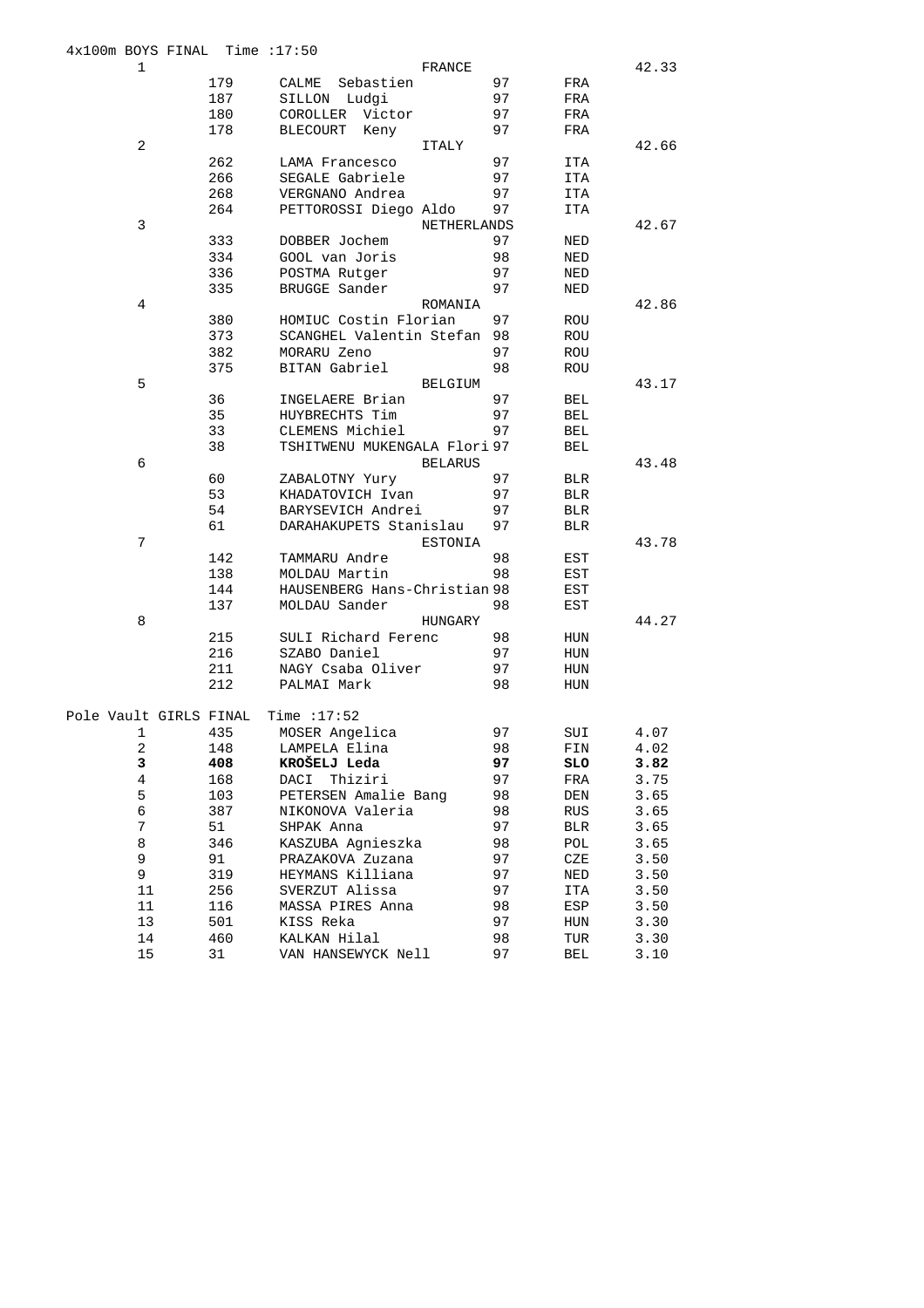4x100m BOYS FINAL Time :17:50

| Place | Bib | Name | Year | Country | Result |
|---|---|---|---|---|---|
| 1 | | FRANCE | | | 42.33 |
| | 179 | CALME Sebastien | 97 | FRA | |
| | 187 | SILLON Ludgi | 97 | FRA | |
| | 180 | COROLLER Victor | 97 | FRA | |
| | 178 | BLECOURT Keny | 97 | FRA | |
| 2 | | ITALY | | | 42.66 |
| | 262 | LAMA Francesco | 97 | ITA | |
| | 266 | SEGALE Gabriele | 97 | ITA | |
| | 268 | VERGNANO Andrea | 97 | ITA | |
| | 264 | PETTOROSSI Diego Aldo | 97 | ITA | |
| 3 | | NETHERLANDS | | | 42.67 |
| | 333 | DOBBER Jochem | 97 | NED | |
| | 334 | GOOL van Joris | 98 | NED | |
| | 336 | POSTMA Rutger | 97 | NED | |
| | 335 | BRUGGE Sander | 97 | NED | |
| 4 | | ROMANIA | | | 42.86 |
| | 380 | HOMIUC Costin Florian | 97 | ROU | |
| | 373 | SCANGHEL Valentin Stefan | 98 | ROU | |
| | 382 | MORARU Zeno | 97 | ROU | |
| | 375 | BITAN Gabriel | 98 | ROU | |
| 5 | | BELGIUM | | | 43.17 |
| | 36 | INGELAERE Brian | 97 | BEL | |
| | 35 | HUYBRECHTS Tim | 97 | BEL | |
| | 33 | CLEMENS Michiel | 97 | BEL | |
| | 38 | TSHITWENU MUKENGALA Flori | 97 | BEL | |
| 6 | | BELARUS | | | 43.48 |
| | 60 | ZABALOTNY Yury | 97 | BLR | |
| | 53 | KHADATOVICH Ivan | 97 | BLR | |
| | 54 | BARYSEVICH Andrei | 97 | BLR | |
| | 61 | DARAHAKUPETS Stanislau | 97 | BLR | |
| 7 | | ESTONIA | | | 43.78 |
| | 142 | TAMMARU Andre | 98 | EST | |
| | 138 | MOLDAU Martin | 98 | EST | |
| | 144 | HAUSENBERG Hans-Christian | 98 | EST | |
| | 137 | MOLDAU Sander | 98 | EST | |
| 8 | | HUNGARY | | | 44.27 |
| | 215 | SULI Richard Ferenc | 98 | HUN | |
| | 216 | SZABO Daniel | 97 | HUN | |
| | 211 | NAGY Csaba Oliver | 97 | HUN | |
| | 212 | PALMAI Mark | 98 | HUN | |

Pole Vault GIRLS FINAL Time :17:52

| Place | Bib | Name | Year | Country | Result |
|---|---|---|---|---|---|
| 1 | 435 | MOSER Angelica | 97 | SUI | 4.07 |
| 2 | 148 | LAMPELA Elina | 98 | FIN | 4.02 |
| **3** | **408** | **KROŠELJ Leda** | **97** | **SLO** | **3.82** |
| 4 | 168 | DACI Thiziri | 97 | FRA | 3.75 |
| 5 | 103 | PETERSEN Amalie Bang | 98 | DEN | 3.65 |
| 6 | 387 | NIKONOVA Valeria | 98 | RUS | 3.65 |
| 7 | 51 | SHPAK Anna | 97 | BLR | 3.65 |
| 8 | 346 | KASZUBA Agnieszka | 98 | POL | 3.65 |
| 9 | 91 | PRAZAKOVA Zuzana | 97 | CZE | 3.50 |
| 9 | 319 | HEYMANS Killiana | 97 | NED | 3.50 |
| 11 | 256 | SVERZUT Alissa | 97 | ITA | 3.50 |
| 11 | 116 | MASSA PIRES Anna | 98 | ESP | 3.50 |
| 13 | 501 | KISS Reka | 97 | HUN | 3.30 |
| 14 | 460 | KALKAN Hilal | 98 | TUR | 3.30 |
| 15 | 31 | VAN HANSEWYCK Nell | 97 | BEL | 3.10 |